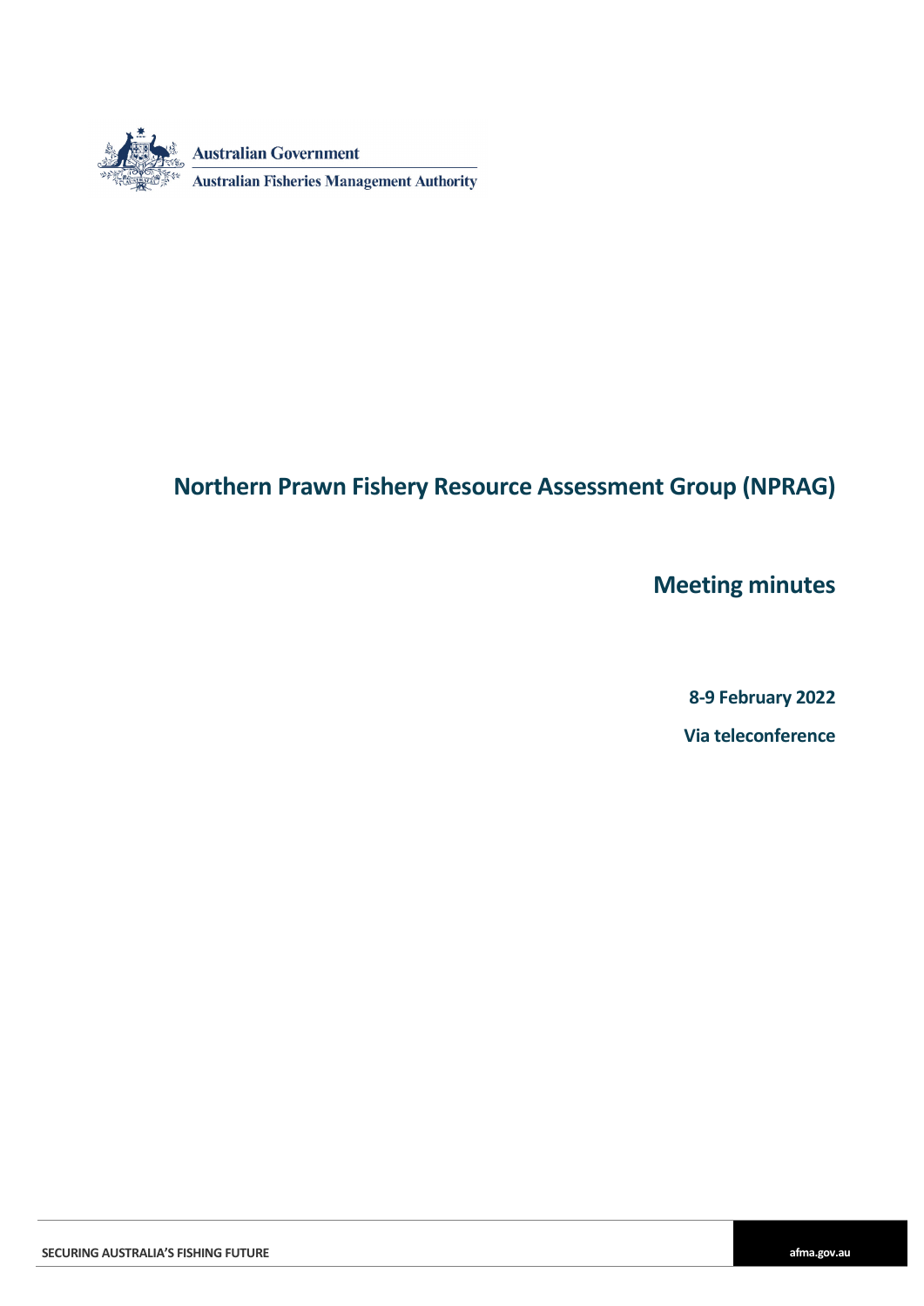Australian Government

Australian Fisheries Management Authority

# Northern Prawn Fishery Resource Assessment Group (NPRAG)

## Meeting minutes

**8-9 February 2022**

**Via teleconference**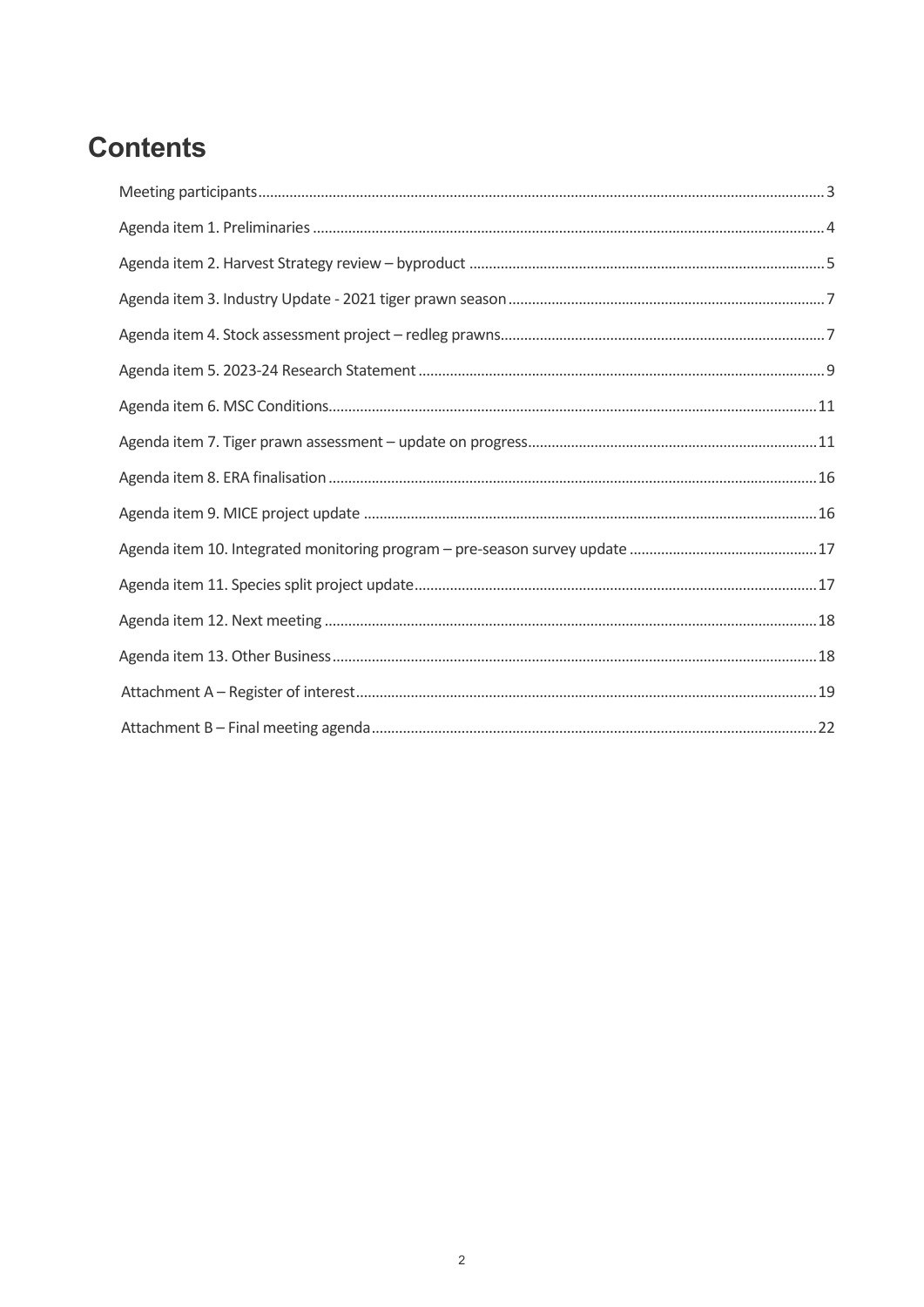# Contents

Meeting participants ... 3

Agenda item 1. Preliminaries ... 4

Agenda item 2. Harvest Strategy review – byproduct ... 5

Agenda item 3. Industry Update - 2021 tiger prawn season ... 7

Agenda item 4. Stock assessment project – redleg prawns ... 7

Agenda item 5. 2023-24 Research Statement ... 9

Agenda item 6. MSC Conditions ... 11

Agenda item 7. Tiger prawn assessment – update on progress ... 11

Agenda item 8. ERA finalisation ... 16

Agenda item 9. MICE project update ... 16

Agenda item 10. Integrated monitoring program – pre-season survey update ... 17

Agenda item 11. Species split project update ... 17

Agenda item 12. Next meeting ... 18

Agenda item 13. Other Business ... 18

Attachment A – Register of interest ... 19

Attachment B – Final meeting agenda ... 22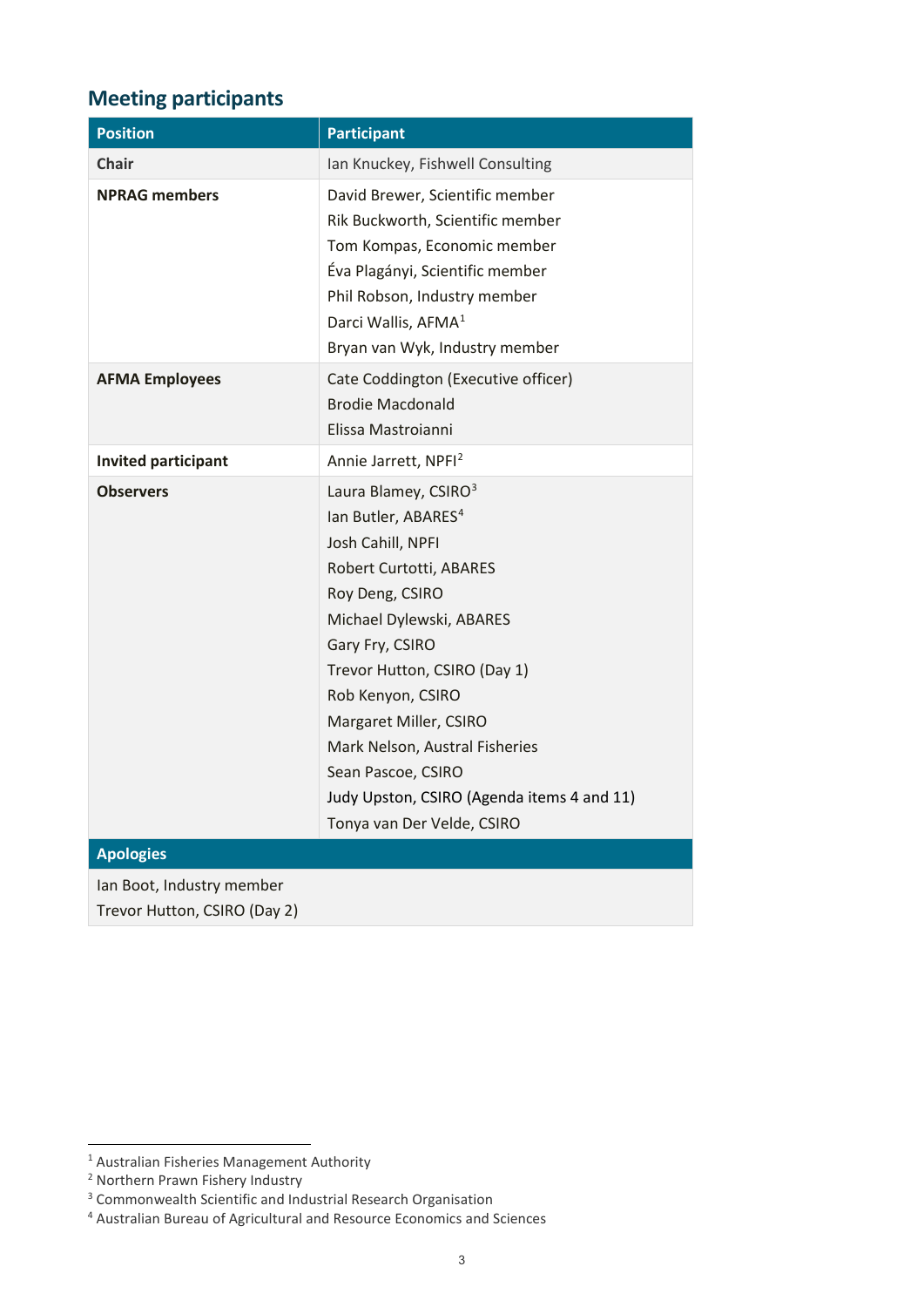## Meeting participants

| Position | Participant |
| --- | --- |
| **Chair** | Ian Knuckey, Fishwell Consulting |
| **NPRAG members** | David Brewer, Scientific member<br>Rik Buckworth, Scientific member<br>Tom Kompas, Economic member<br>Éva Plagányi, Scientific member<br>Phil Robson, Industry member<br>Darci Wallis, AFMA[1]<br>Bryan van Wyk, Industry member |
| **AFMA Employees** | Cate Coddington (Executive officer)<br>Brodie Macdonald<br>Elissa Mastroianni |
| **Invited participant** | Annie Jarrett, NPFI[2] |
| **Observers** | Laura Blamey, CSIRO[3]<br>Ian Butler, ABARES[4]<br>Josh Cahill, NPFI<br>Robert Curtotti, ABARES<br>Roy Deng, CSIRO<br>Michael Dylewski, ABARES<br>Gary Fry, CSIRO<br>Trevor Hutton, CSIRO (Day 1)<br>Rob Kenyon, CSIRO<br>Margaret Miller, CSIRO<br>Mark Nelson, Austral Fisheries<br>Sean Pascoe, CSIRO<br>Judy Upston, CSIRO (Agenda items 4 and 11)<br>Tonya van Der Velde, CSIRO |
| **Apologies** | |
| Ian Boot, Industry member<br>Trevor Hutton, CSIRO (Day 2) | |

[1] Australian Fisheries Management Authority
[2] Northern Prawn Fishery Industry
[3] Commonwealth Scientific and Industrial Research Organisation
[4] Australian Bureau of Agricultural and Resource Economics and Sciences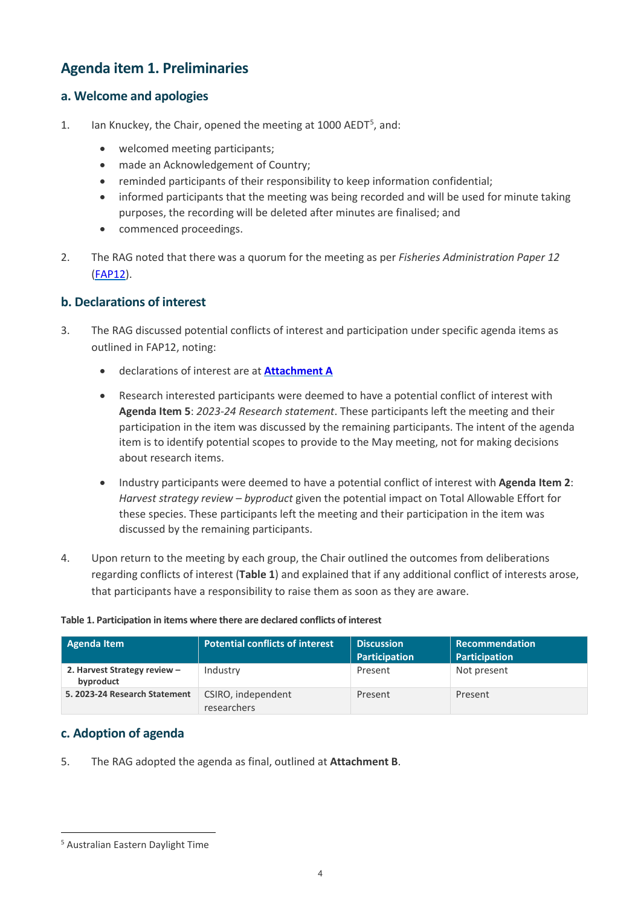# Agenda item 1. Preliminaries

## a. Welcome and apologies

1. Ian Knuckey, the Chair, opened the meeting at 1000 AEDT[5], and:

   - welcomed meeting participants;
   - made an Acknowledgement of Country;
   - reminded participants of their responsibility to keep information confidential;
   - informed participants that the meeting was being recorded and will be used for minute taking purposes, the recording will be deleted after minutes are finalised; and
   - commenced proceedings.

2. The RAG noted that there was a quorum for the meeting as per *Fisheries Administration Paper 12* (FAP12).

## b. Declarations of interest

3. The RAG discussed potential conflicts of interest and participation under specific agenda items as outlined in FAP12, noting:

   - declarations of interest are at **Attachment A**
   - Research interested participants were deemed to have a potential conflict of interest with **Agenda Item 5**: *2023-24 Research statement*. These participants left the meeting and their participation in the item was discussed by the remaining participants. The intent of the agenda item is to identify potential scopes to provide to the May meeting, not for making decisions about research items.
   - Industry participants were deemed to have a potential conflict of interest with **Agenda Item 2**: *Harvest strategy review – byproduct* given the potential impact on Total Allowable Effort for these species. These participants left the meeting and their participation in the item was discussed by the remaining participants.

4. Upon return to the meeting by each group, the Chair outlined the outcomes from deliberations regarding conflicts of interest (**Table 1**) and explained that if any additional conflict of interests arose, that participants have a responsibility to raise them as soon as they are aware.

**Table 1. Participation in items where there are declared conflicts of interest**

| Agenda Item | Potential conflicts of interest | Discussion Participation | Recommendation Participation |
|---|---|---|---|
| **2. Harvest Strategy review – byproduct** | Industry | Present | Not present |
| **5. 2023-24 Research Statement** | CSIRO, independent researchers | Present | Present |

## c. Adoption of agenda

5. The RAG adopted the agenda as final, outlined at **Attachment B**.

---

[5] Australian Eastern Daylight Time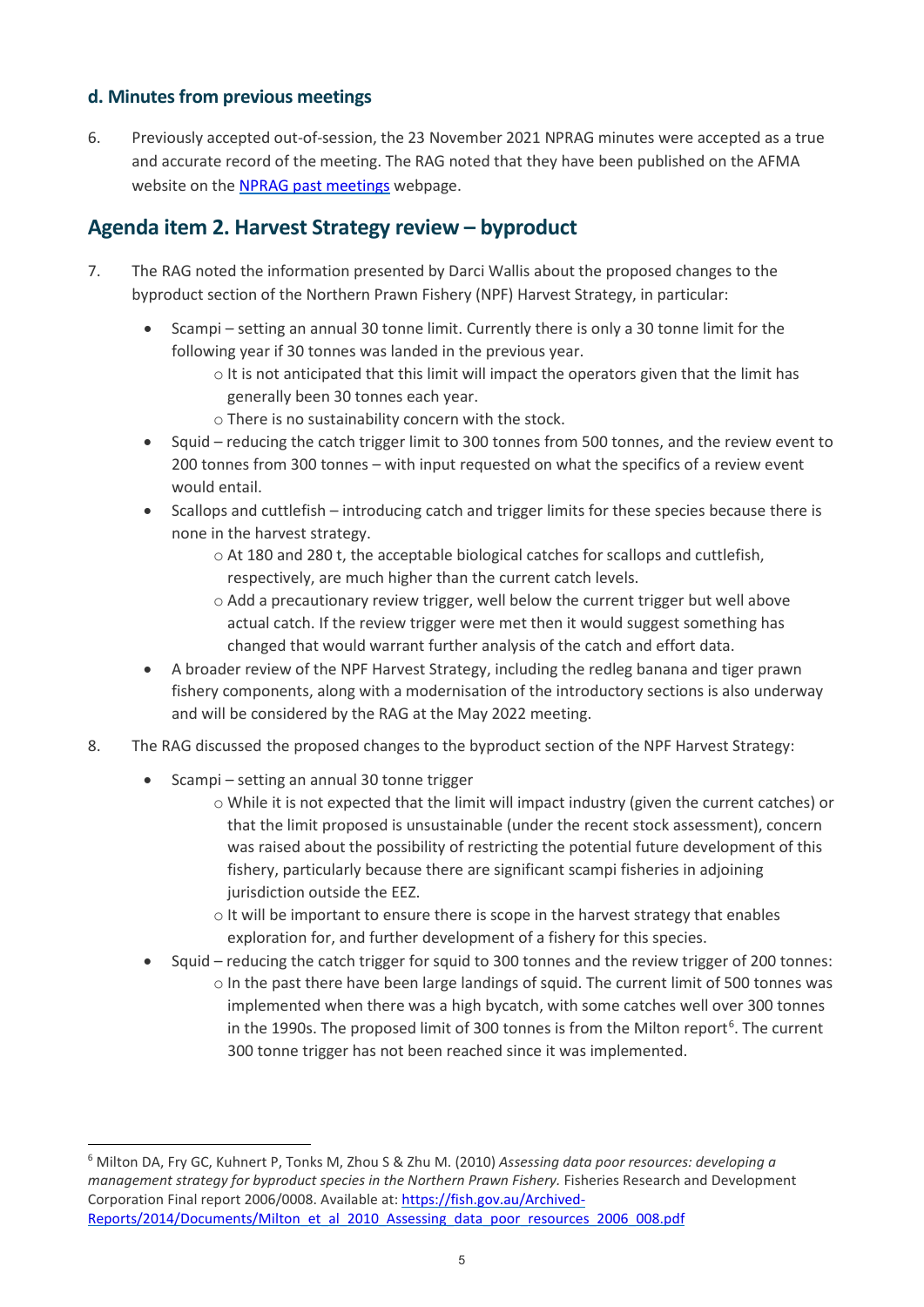### d. Minutes from previous meetings

6. Previously accepted out-of-session, the 23 November 2021 NPRAG minutes were accepted as a true and accurate record of the meeting. The RAG noted that they have been published on the AFMA website on the [NPRAG past meetings](#) webpage.

## Agenda item 2. Harvest Strategy review – byproduct

7. The RAG noted the information presented by Darci Wallis about the proposed changes to the byproduct section of the Northern Prawn Fishery (NPF) Harvest Strategy, in particular:
   - Scampi – setting an annual 30 tonne limit. Currently there is only a 30 tonne limit for the following year if 30 tonnes was landed in the previous year.
     - It is not anticipated that this limit will impact the operators given that the limit has generally been 30 tonnes each year.
     - There is no sustainability concern with the stock.
   - Squid – reducing the catch trigger limit to 300 tonnes from 500 tonnes, and the review event to 200 tonnes from 300 tonnes – with input requested on what the specifics of a review event would entail.
   - Scallops and cuttlefish – introducing catch and trigger limits for these species because there is none in the harvest strategy.
     - At 180 and 280 t, the acceptable biological catches for scallops and cuttlefish, respectively, are much higher than the current catch levels.
     - Add a precautionary review trigger, well below the current trigger but well above actual catch. If the review trigger were met then it would suggest something has changed that would warrant further analysis of the catch and effort data.
   - A broader review of the NPF Harvest Strategy, including the redleg banana and tiger prawn fishery components, along with a modernisation of the introductory sections is also underway and will be considered by the RAG at the May 2022 meeting.

8. The RAG discussed the proposed changes to the byproduct section of the NPF Harvest Strategy:
   - Scampi – setting an annual 30 tonne trigger
     - While it is not expected that the limit will impact industry (given the current catches) or that the limit proposed is unsustainable (under the recent stock assessment), concern was raised about the possibility of restricting the potential future development of this fishery, particularly because there are significant scampi fisheries in adjoining jurisdiction outside the EEZ.
     - It will be important to ensure there is scope in the harvest strategy that enables exploration for, and further development of a fishery for this species.
   - Squid – reducing the catch trigger for squid to 300 tonnes and the review trigger of 200 tonnes:
     - In the past there have been large landings of squid. The current limit of 500 tonnes was implemented when there was a high bycatch, with some catches well over 300 tonnes in the 1990s. The proposed limit of 300 tonnes is from the Milton report[6]. The current 300 tonne trigger has not been reached since it was implemented.

---

[6] Milton DA, Fry GC, Kuhnert P, Tonks M, Zhou S & Zhu M. (2010) *Assessing data poor resources: developing a management strategy for byproduct species in the Northern Prawn Fishery.* Fisheries Research and Development Corporation Final report 2006/0008. Available at: [https://fish.gov.au/Archived-Reports/2014/Documents/Milton_et_al_2010_Assessing_data_poor_resources_2006_008.pdf](https://fish.gov.au/Archived-Reports/2014/Documents/Milton_et_al_2010_Assessing_data_poor_resources_2006_008.pdf)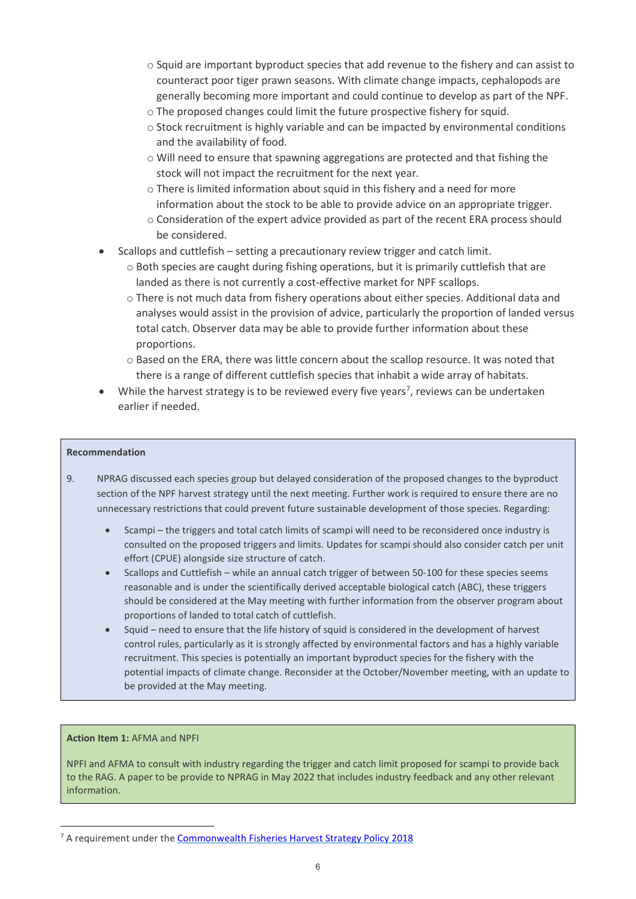- Squid are important byproduct species that add revenue to the fishery and can assist to counteract poor tiger prawn seasons. With climate change impacts, cephalopods are generally becoming more important and could continue to develop as part of the NPF.
  - The proposed changes could limit the future prospective fishery for squid.
  - Stock recruitment is highly variable and can be impacted by environmental conditions and the availability of food.
  - Will need to ensure that spawning aggregations are protected and that fishing the stock will not impact the recruitment for the next year.
  - There is limited information about squid in this fishery and a need for more information about the stock to be able to provide advice on an appropriate trigger.
  - Consideration of the expert advice provided as part of the recent ERA process should be considered.
- Scallops and cuttlefish – setting a precautionary review trigger and catch limit.
  - Both species are caught during fishing operations, but it is primarily cuttlefish that are landed as there is not currently a cost-effective market for NPF scallops.
  - There is not much data from fishery operations about either species. Additional data and analyses would assist in the provision of advice, particularly the proportion of landed versus total catch. Observer data may be able to provide further information about these proportions.
  - Based on the ERA, there was little concern about the scallop resource. It was noted that there is a range of different cuttlefish species that inhabit a wide array of habitats.
- While the harvest strategy is to be reviewed every five years[7], reviews can be undertaken earlier if needed.

**Recommendation**

9. NPRAG discussed each species group but delayed consideration of the proposed changes to the byproduct section of the NPF harvest strategy until the next meeting. Further work is required to ensure there are no unnecessary restrictions that could prevent future sustainable development of those species. Regarding:
   - Scampi – the triggers and total catch limits of scampi will need to be reconsidered once industry is consulted on the proposed triggers and limits. Updates for scampi should also consider catch per unit effort (CPUE) alongside size structure of catch.
   - Scallops and Cuttlefish – while an annual catch trigger of between 50-100 for these species seems reasonable and is under the scientifically derived acceptable biological catch (ABC), these triggers should be considered at the May meeting with further information from the observer program about proportions of landed to total catch of cuttlefish.
   - Squid – need to ensure that the life history of squid is considered in the development of harvest control rules, particularly as it is strongly affected by environmental factors and has a highly variable recruitment. This species is potentially an important byproduct species for the fishery with the potential impacts of climate change. Reconsider at the October/November meeting, with an update to be provided at the May meeting.

**Action Item 1:** AFMA and NPFI

NPFI and AFMA to consult with industry regarding the trigger and catch limit proposed for scampi to provide back to the RAG. A paper to be provide to NPRAG in May 2022 that includes industry feedback and any other relevant information.

[7] A requirement under the Commonwealth Fisheries Harvest Strategy Policy 2018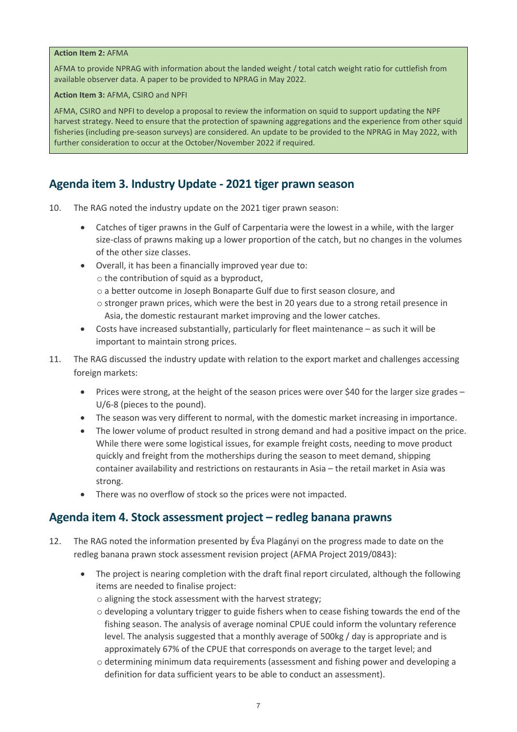**Action Item 2:** AFMA

AFMA to provide NPRAG with information about the landed weight / total catch weight ratio for cuttlefish from available observer data. A paper to be provided to NPRAG in May 2022.

**Action Item 3:** AFMA, CSIRO and NPFI

AFMA, CSIRO and NPFI to develop a proposal to review the information on squid to support updating the NPF harvest strategy. Need to ensure that the protection of spawning aggregations and the experience from other squid fisheries (including pre-season surveys) are considered. An update to be provided to the NPRAG in May 2022, with further consideration to occur at the October/November 2022 if required.

## Agenda item 3. Industry Update - 2021 tiger prawn season

10. The RAG noted the industry update on the 2021 tiger prawn season:

    - Catches of tiger prawns in the Gulf of Carpentaria were the lowest in a while, with the larger size-class of prawns making up a lower proportion of the catch, but no changes in the volumes of the other size classes.
    - Overall, it has been a financially improved year due to:
      - the contribution of squid as a byproduct,
      - a better outcome in Joseph Bonaparte Gulf due to first season closure, and
      - stronger prawn prices, which were the best in 20 years due to a strong retail presence in Asia, the domestic restaurant market improving and the lower catches.
    - Costs have increased substantially, particularly for fleet maintenance – as such it will be important to maintain strong prices.

11. The RAG discussed the industry update with relation to the export market and challenges accessing foreign markets:

    - Prices were strong, at the height of the season prices were over $40 for the larger size grades – U/6-8 (pieces to the pound).
    - The season was very different to normal, with the domestic market increasing in importance.
    - The lower volume of product resulted in strong demand and had a positive impact on the price. While there were some logistical issues, for example freight costs, needing to move product quickly and freight from the motherships during the season to meet demand, shipping container availability and restrictions on restaurants in Asia – the retail market in Asia was strong.
    - There was no overflow of stock so the prices were not impacted.

## Agenda item 4. Stock assessment project – redleg banana prawns

12. The RAG noted the information presented by Éva Plagányi on the progress made to date on the redleg banana prawn stock assessment revision project (AFMA Project 2019/0843):

    - The project is nearing completion with the draft final report circulated, although the following items are needed to finalise project:
      - aligning the stock assessment with the harvest strategy;
      - developing a voluntary trigger to guide fishers when to cease fishing towards the end of the fishing season. The analysis of average nominal CPUE could inform the voluntary reference level. The analysis suggested that a monthly average of 500kg / day is appropriate and is approximately 67% of the CPUE that corresponds on average to the target level; and
      - determining minimum data requirements (assessment and fishing power and developing a definition for data sufficient years to be able to conduct an assessment).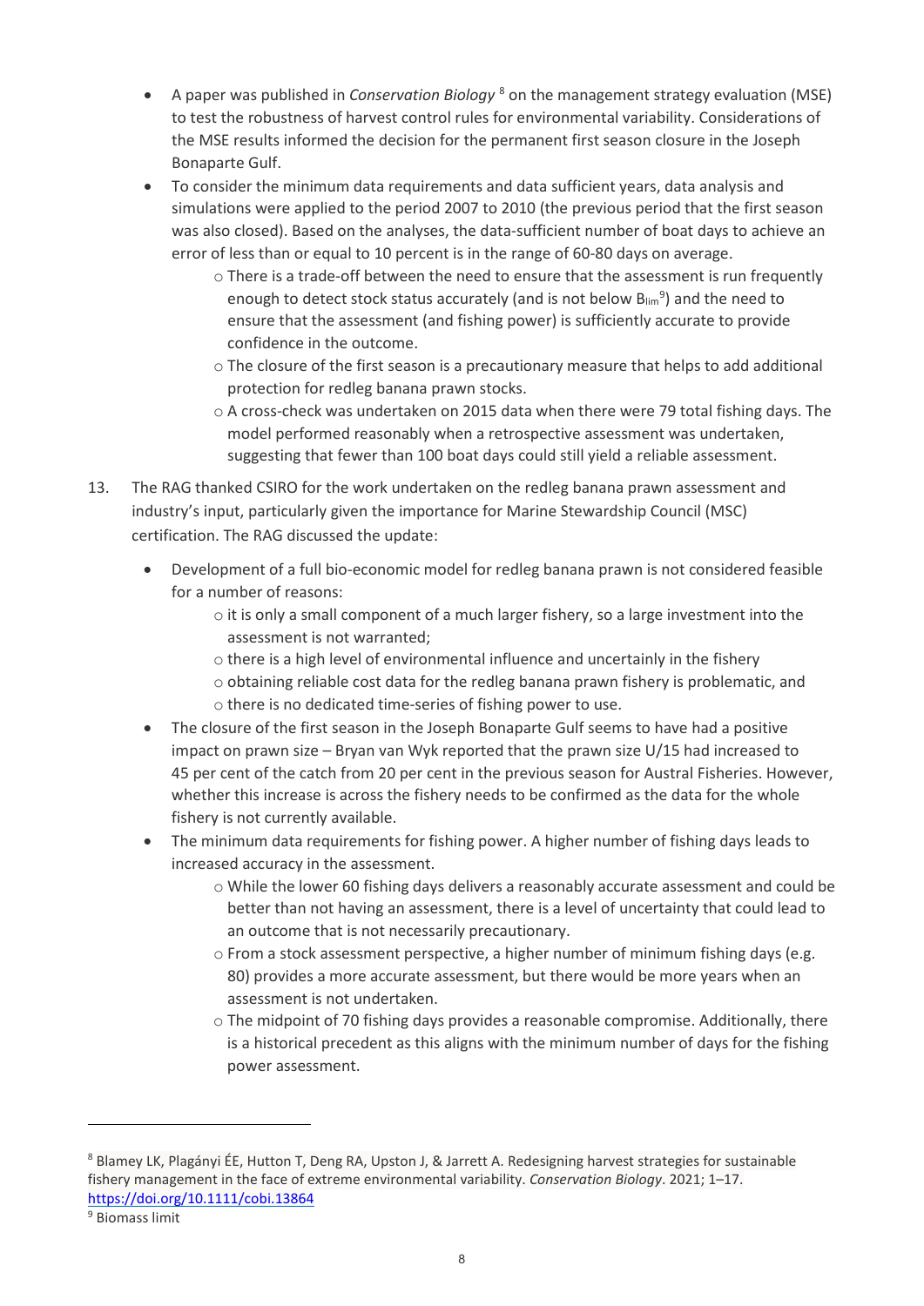- A paper was published in *Conservation Biology* [8] on the management strategy evaluation (MSE) to test the robustness of harvest control rules for environmental variability. Considerations of the MSE results informed the decision for the permanent first season closure in the Joseph Bonaparte Gulf.
- To consider the minimum data requirements and data sufficient years, data analysis and simulations were applied to the period 2007 to 2010 (the previous period that the first season was also closed). Based on the analyses, the data-sufficient number of boat days to achieve an error of less than or equal to 10 percent is in the range of 60-80 days on average.
    - There is a trade-off between the need to ensure that the assessment is run frequently enough to detect stock status accurately (and is not below $B_{lim}$[9]) and the need to ensure that the assessment (and fishing power) is sufficiently accurate to provide confidence in the outcome.
    - The closure of the first season is a precautionary measure that helps to add additional protection for redleg banana prawn stocks.
    - A cross-check was undertaken on 2015 data when there were 79 total fishing days. The model performed reasonably when a retrospective assessment was undertaken, suggesting that fewer than 100 boat days could still yield a reliable assessment.

13. The RAG thanked CSIRO for the work undertaken on the redleg banana prawn assessment and industry's input, particularly given the importance for Marine Stewardship Council (MSC) certification. The RAG discussed the update:

    - Development of a full bio-economic model for redleg banana prawn is not considered feasible for a number of reasons:
        - it is only a small component of a much larger fishery, so a large investment into the assessment is not warranted;
        - there is a high level of environmental influence and uncertainly in the fishery
        - obtaining reliable cost data for the redleg banana prawn fishery is problematic, and
        - there is no dedicated time-series of fishing power to use.
    - The closure of the first season in the Joseph Bonaparte Gulf seems to have had a positive impact on prawn size – Bryan van Wyk reported that the prawn size U/15 had increased to 45 per cent of the catch from 20 per cent in the previous season for Austral Fisheries. However, whether this increase is across the fishery needs to be confirmed as the data for the whole fishery is not currently available.
    - The minimum data requirements for fishing power. A higher number of fishing days leads to increased accuracy in the assessment.
        - While the lower 60 fishing days delivers a reasonably accurate assessment and could be better than not having an assessment, there is a level of uncertainty that could lead to an outcome that is not necessarily precautionary.
        - From a stock assessment perspective, a higher number of minimum fishing days (e.g. 80) provides a more accurate assessment, but there would be more years when an assessment is not undertaken.
        - The midpoint of 70 fishing days provides a reasonable compromise. Additionally, there is a historical precedent as this aligns with the minimum number of days for the fishing power assessment.

---

[8] Blamey LK, Plagányi ÉE, Hutton T, Deng RA, Upston J, & Jarrett A. Redesigning harvest strategies for sustainable fishery management in the face of extreme environmental variability. *Conservation Biology*. 2021; 1–17. https://doi.org/10.1111/cobi.13864

[9] Biomass limit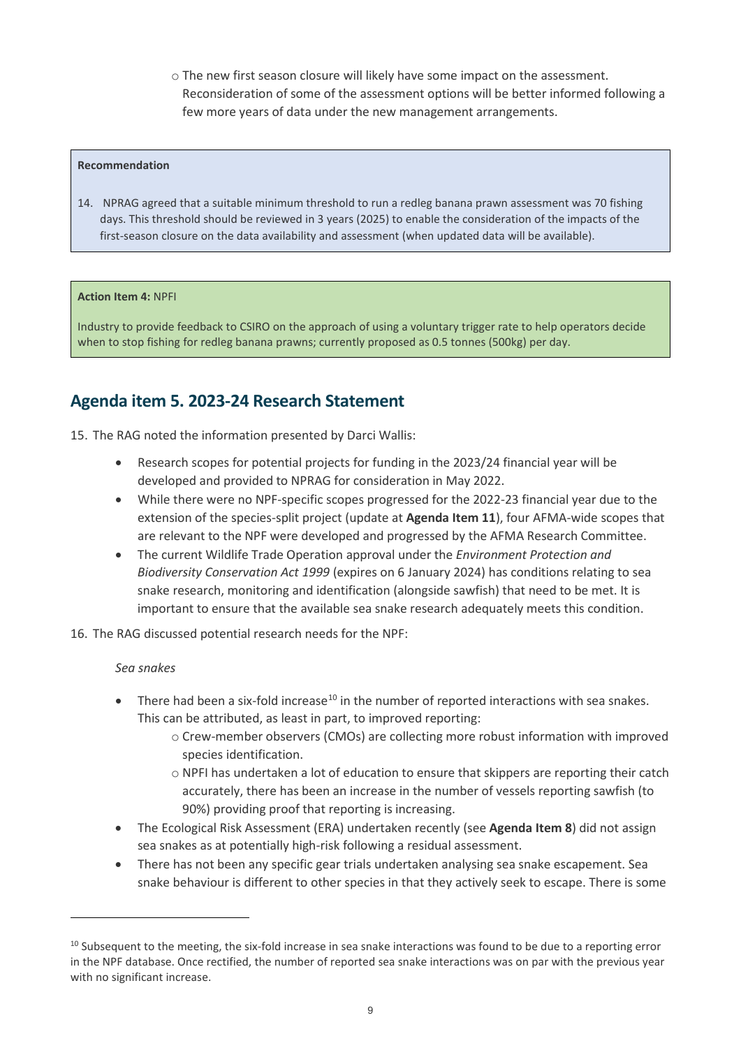- The new first season closure will likely have some impact on the assessment. Reconsideration of some of the assessment options will be better informed following a few more years of data under the new management arrangements.

**Recommendation**

14. NPRAG agreed that a suitable minimum threshold to run a redleg banana prawn assessment was 70 fishing days. This threshold should be reviewed in 3 years (2025) to enable the consideration of the impacts of the first-season closure on the data availability and assessment (when updated data will be available).

**Action Item 4:** NPFI

Industry to provide feedback to CSIRO on the approach of using a voluntary trigger rate to help operators decide when to stop fishing for redleg banana prawns; currently proposed as 0.5 tonnes (500kg) per day.

## Agenda item 5. 2023-24 Research Statement

15. The RAG noted the information presented by Darci Wallis:

- Research scopes for potential projects for funding in the 2023/24 financial year will be developed and provided to NPRAG for consideration in May 2022.
- While there were no NPF-specific scopes progressed for the 2022-23 financial year due to the extension of the species-split project (update at **Agenda Item 11**), four AFMA-wide scopes that are relevant to the NPF were developed and progressed by the AFMA Research Committee.
- The current Wildlife Trade Operation approval under the *Environment Protection and Biodiversity Conservation Act 1999* (expires on 6 January 2024) has conditions relating to sea snake research, monitoring and identification (alongside sawfish) that need to be met. It is important to ensure that the available sea snake research adequately meets this condition.

16. The RAG discussed potential research needs for the NPF:

*Sea snakes*

- There had been a six-fold increase[10] in the number of reported interactions with sea snakes. This can be attributed, as least in part, to improved reporting:
  - Crew-member observers (CMOs) are collecting more robust information with improved species identification.
  - NPFI has undertaken a lot of education to ensure that skippers are reporting their catch accurately, there has been an increase in the number of vessels reporting sawfish (to 90%) providing proof that reporting is increasing.
- The Ecological Risk Assessment (ERA) undertaken recently (see **Agenda Item 8**) did not assign sea snakes as at potentially high-risk following a residual assessment.
- There has not been any specific gear trials undertaken analysing sea snake escapement. Sea snake behaviour is different to other species in that they actively seek to escape. There is some

[10] Subsequent to the meeting, the six-fold increase in sea snake interactions was found to be due to a reporting error in the NPF database. Once rectified, the number of reported sea snake interactions was on par with the previous year with no significant increase.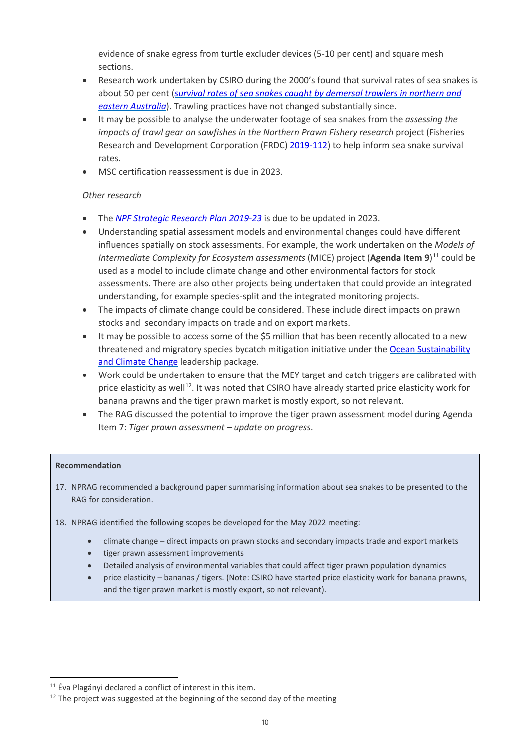evidence of snake egress from turtle excluder devices (5-10 per cent) and square mesh sections.

- Research work undertaken by CSIRO during the 2000's found that survival rates of sea snakes is about 50 per cent (*survival rates of sea snakes caught by demersal trawlers in northern and eastern Australia*). Trawling practices have not changed substantially since.
- It may be possible to analyse the underwater footage of sea snakes from the *assessing the impacts of trawl gear on sawfishes in the Northern Prawn Fishery research* project (Fisheries Research and Development Corporation (FRDC) 2019-112) to help inform sea snake survival rates.
- MSC certification reassessment is due in 2023.

*Other research*

- The *NPF Strategic Research Plan 2019-23* is due to be updated in 2023.
- Understanding spatial assessment models and environmental changes could have different influences spatially on stock assessments. For example, the work undertaken on the *Models of Intermediate Complexity for Ecosystem assessments* (MICE) project (**Agenda Item 9**)[11] could be used as a model to include climate change and other environmental factors for stock assessments. There are also other projects being undertaken that could provide an integrated understanding, for example species-split and the integrated monitoring projects.
- The impacts of climate change could be considered. These include direct impacts on prawn stocks and secondary impacts on trade and on export markets.
- It may be possible to access some of the $5 million that has been recently allocated to a new threatened and migratory species bycatch mitigation initiative under the Ocean Sustainability and Climate Change leadership package.
- Work could be undertaken to ensure that the MEY target and catch triggers are calibrated with price elasticity as well[12]. It was noted that CSIRO have already started price elasticity work for banana prawns and the tiger prawn market is mostly export, so not relevant.
- The RAG discussed the potential to improve the tiger prawn assessment model during Agenda Item 7: *Tiger prawn assessment – update on progress*.

**Recommendation**

17. NPRAG recommended a background paper summarising information about sea snakes to be presented to the RAG for consideration.

18. NPRAG identified the following scopes be developed for the May 2022 meeting:

    - climate change – direct impacts on prawn stocks and secondary impacts trade and export markets
    - tiger prawn assessment improvements
    - Detailed analysis of environmental variables that could affect tiger prawn population dynamics
    - price elasticity – bananas / tigers. (Note: CSIRO have started price elasticity work for banana prawns, and the tiger prawn market is mostly export, so not relevant).

[11] Éva Plagányi declared a conflict of interest in this item.

[12] The project was suggested at the beginning of the second day of the meeting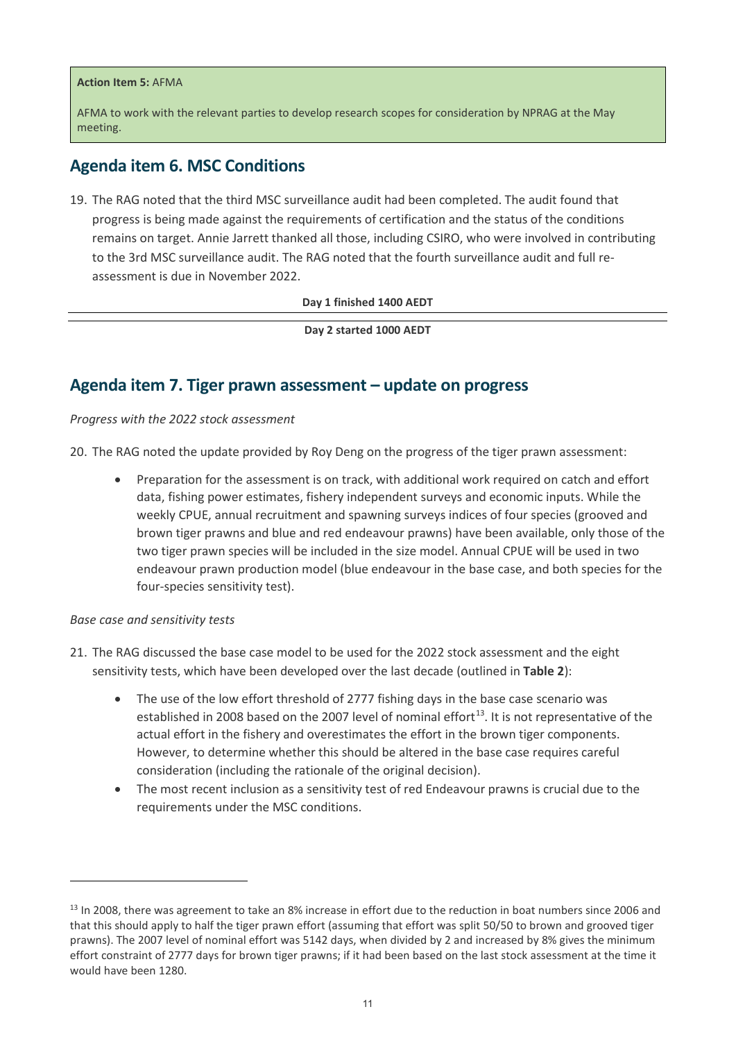**Action Item 5:** AFMA

AFMA to work with the relevant parties to develop research scopes for consideration by NPRAG at the May meeting.

## Agenda item 6. MSC Conditions

19. The RAG noted that the third MSC surveillance audit had been completed. The audit found that progress is being made against the requirements of certification and the status of the conditions remains on target. Annie Jarrett thanked all those, including CSIRO, who were involved in contributing to the 3rd MSC surveillance audit. The RAG noted that the fourth surveillance audit and full re-assessment is due in November 2022.

**Day 1 finished 1400 AEDT**

---

**Day 2 started 1000 AEDT**

## Agenda item 7. Tiger prawn assessment – update on progress

*Progress with the 2022 stock assessment*

20. The RAG noted the update provided by Roy Deng on the progress of the tiger prawn assessment:

    - Preparation for the assessment is on track, with additional work required on catch and effort data, fishing power estimates, fishery independent surveys and economic inputs. While the weekly CPUE, annual recruitment and spawning surveys indices of four species (grooved and brown tiger prawns and blue and red endeavour prawns) have been available, only those of the two tiger prawn species will be included in the size model. Annual CPUE will be used in two endeavour prawn production model (blue endeavour in the base case, and both species for the four-species sensitivity test).

*Base case and sensitivity tests*

21. The RAG discussed the base case model to be used for the 2022 stock assessment and the eight sensitivity tests, which have been developed over the last decade (outlined in **Table 2**):

    - The use of the low effort threshold of 2777 fishing days in the base case scenario was established in 2008 based on the 2007 level of nominal effort[13]. It is not representative of the actual effort in the fishery and overestimates the effort in the brown tiger components. However, to determine whether this should be altered in the base case requires careful consideration (including the rationale of the original decision).
    - The most recent inclusion as a sensitivity test of red Endeavour prawns is crucial due to the requirements under the MSC conditions.

---

[13] In 2008, there was agreement to take an 8% increase in effort due to the reduction in boat numbers since 2006 and that this should apply to half the tiger prawn effort (assuming that effort was split 50/50 to brown and grooved tiger prawns). The 2007 level of nominal effort was 5142 days, when divided by 2 and increased by 8% gives the minimum effort constraint of 2777 days for brown tiger prawns; if it had been based on the last stock assessment at the time it would have been 1280.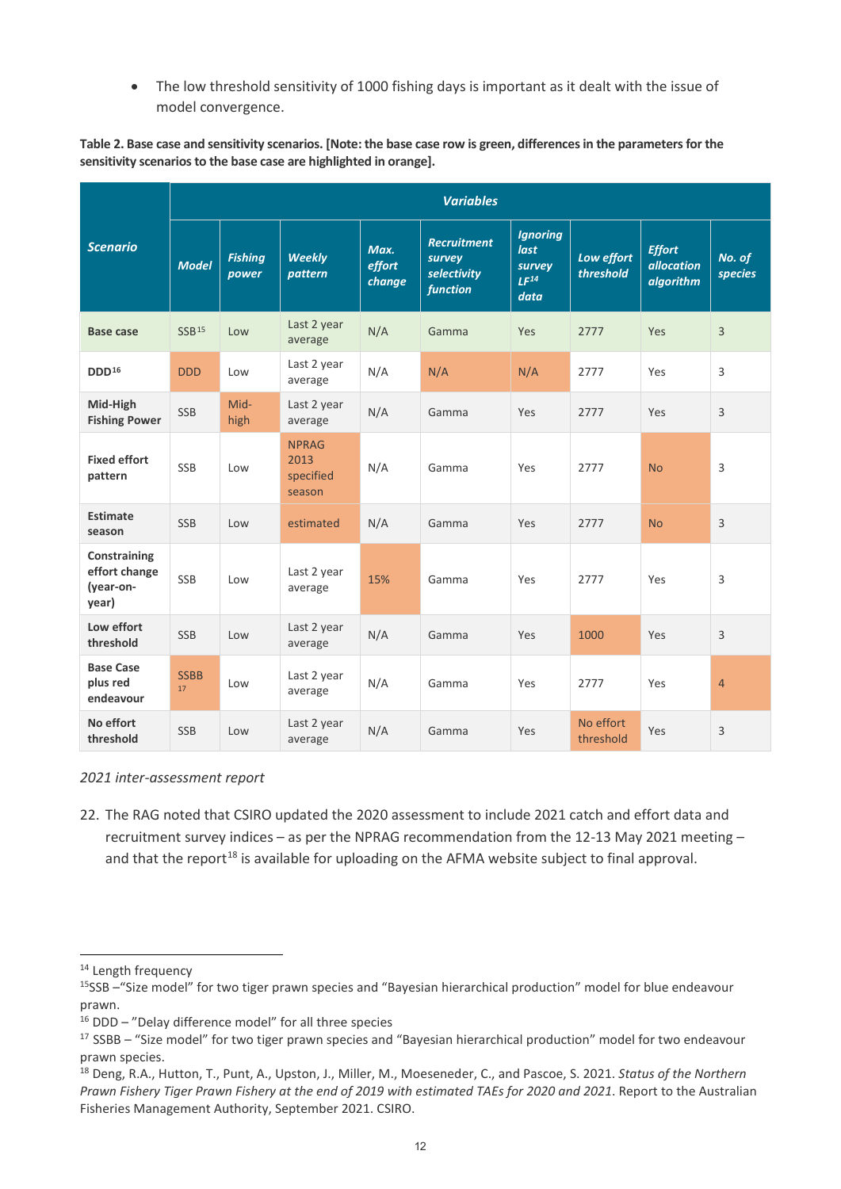- The low threshold sensitivity of 1000 fishing days is important as it dealt with the issue of model convergence.

**Table 2. Base case and sensitivity scenarios. [Note: the base case row is green, differences in the parameters for the sensitivity scenarios to the base case are highlighted in orange].**

| *Scenario* | *Variables* | | | | | | | | |
|---|---|---|---|---|---|---|---|---|---|
| | *Model* | *Fishing power* | *Weekly pattern* | *Max. effort change* | *Recruitment survey selectivity function* | *Ignoring last survey LF[14] data* | *Low effort threshold* | *Effort allocation algorithm* | *No. of species* |
| **Base case** | SSB[15] | Low | Last 2 year average | N/A | Gamma | Yes | 2777 | Yes | 3 |
| **DDD[16]** | DDD | Low | Last 2 year average | N/A | N/A | N/A | 2777 | Yes | 3 |
| **Mid-High Fishing Power** | SSB | Mid-high | Last 2 year average | N/A | Gamma | Yes | 2777 | Yes | 3 |
| **Fixed effort pattern** | SSB | Low | NPRAG 2013 specified season | N/A | Gamma | Yes | 2777 | No | 3 |
| **Estimate season** | SSB | Low | estimated | N/A | Gamma | Yes | 2777 | No | 3 |
| **Constraining effort change (year-on-year)** | SSB | Low | Last 2 year average | 15% | Gamma | Yes | 2777 | Yes | 3 |
| **Low effort threshold** | SSB | Low | Last 2 year average | N/A | Gamma | Yes | 1000 | Yes | 3 |
| **Base Case plus red endeavour** | SSBB[17] | Low | Last 2 year average | N/A | Gamma | Yes | 2777 | Yes | 4 |
| **No effort threshold** | SSB | Low | Last 2 year average | N/A | Gamma | Yes | No effort threshold | Yes | 3 |

*2021 inter-assessment report*

22. The RAG noted that CSIRO updated the 2020 assessment to include 2021 catch and effort data and recruitment survey indices – as per the NPRAG recommendation from the 12-13 May 2021 meeting – and that the report[18] is available for uploading on the AFMA website subject to final approval.

---

[14] Length frequency

[15] SSB –"Size model" for two tiger prawn species and "Bayesian hierarchical production" model for blue endeavour prawn.

[16] DDD – "Delay difference model" for all three species

[17] SSBB – "Size model" for two tiger prawn species and "Bayesian hierarchical production" model for two endeavour prawn species.

[18] Deng, R.A., Hutton, T., Punt, A., Upston, J., Miller, M., Moeseneder, C., and Pascoe, S. 2021. *Status of the Northern Prawn Fishery Tiger Prawn Fishery at the end of 2019 with estimated TAEs for 2020 and 2021*. Report to the Australian Fisheries Management Authority, September 2021. CSIRO.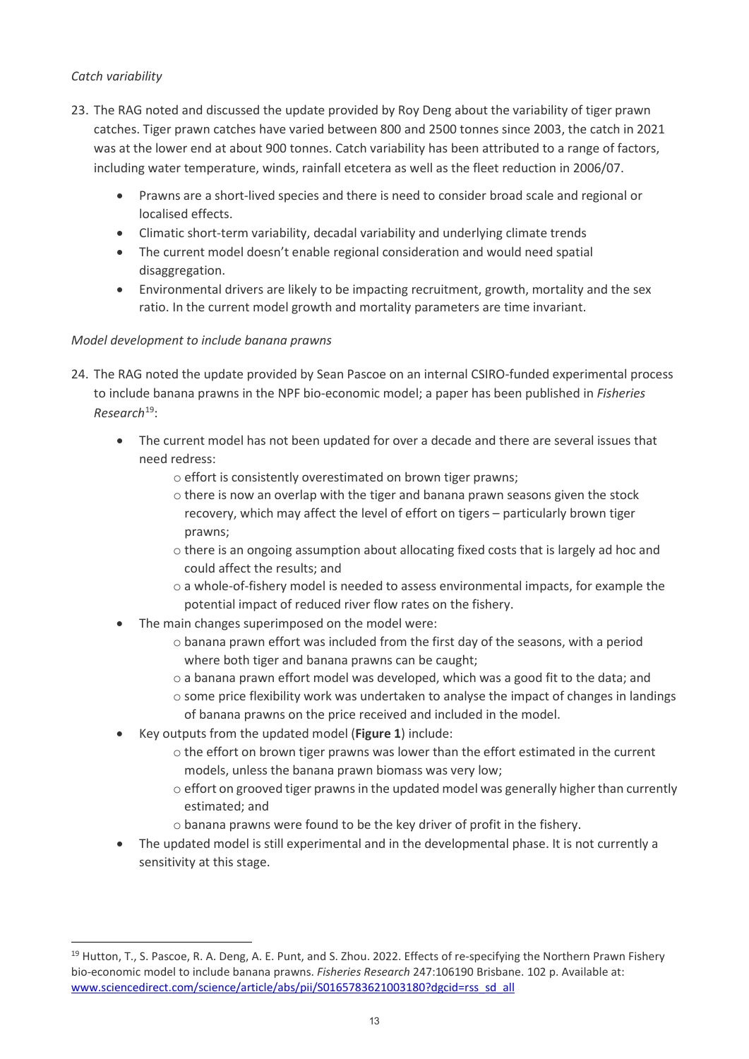*Catch variability*

23. The RAG noted and discussed the update provided by Roy Deng about the variability of tiger prawn catches. Tiger prawn catches have varied between 800 and 2500 tonnes since 2003, the catch in 2021 was at the lower end at about 900 tonnes. Catch variability has been attributed to a range of factors, including water temperature, winds, rainfall etcetera as well as the fleet reduction in 2006/07.

    - Prawns are a short-lived species and there is need to consider broad scale and regional or localised effects.
    - Climatic short-term variability, decadal variability and underlying climate trends
    - The current model doesn't enable regional consideration and would need spatial disaggregation.
    - Environmental drivers are likely to be impacting recruitment, growth, mortality and the sex ratio. In the current model growth and mortality parameters are time invariant.

*Model development to include banana prawns*

24. The RAG noted the update provided by Sean Pascoe on an internal CSIRO-funded experimental process to include banana prawns in the NPF bio-economic model; a paper has been published in *Fisheries Research*[19]:

    - The current model has not been updated for over a decade and there are several issues that need redress:
        - effort is consistently overestimated on brown tiger prawns;
        - there is now an overlap with the tiger and banana prawn seasons given the stock recovery, which may affect the level of effort on tigers – particularly brown tiger prawns;
        - there is an ongoing assumption about allocating fixed costs that is largely ad hoc and could affect the results; and
        - a whole-of-fishery model is needed to assess environmental impacts, for example the potential impact of reduced river flow rates on the fishery.
    - The main changes superimposed on the model were:
        - banana prawn effort was included from the first day of the seasons, with a period where both tiger and banana prawns can be caught;
        - a banana prawn effort model was developed, which was a good fit to the data; and
        - some price flexibility work was undertaken to analyse the impact of changes in landings of banana prawns on the price received and included in the model.
    - Key outputs from the updated model (**Figure 1**) include:
        - the effort on brown tiger prawns was lower than the effort estimated in the current models, unless the banana prawn biomass was very low;
        - effort on grooved tiger prawns in the updated model was generally higher than currently estimated; and
        - banana prawns were found to be the key driver of profit in the fishery.
    - The updated model is still experimental and in the developmental phase. It is not currently a sensitivity at this stage.

[19] Hutton, T., S. Pascoe, R. A. Deng, A. E. Punt, and S. Zhou. 2022. Effects of re-specifying the Northern Prawn Fishery bio-economic model to include banana prawns. *Fisheries Research* 247:106190 Brisbane. 102 p. Available at: www.sciencedirect.com/science/article/abs/pii/S0165783621003180?dgcid=rss_sd_all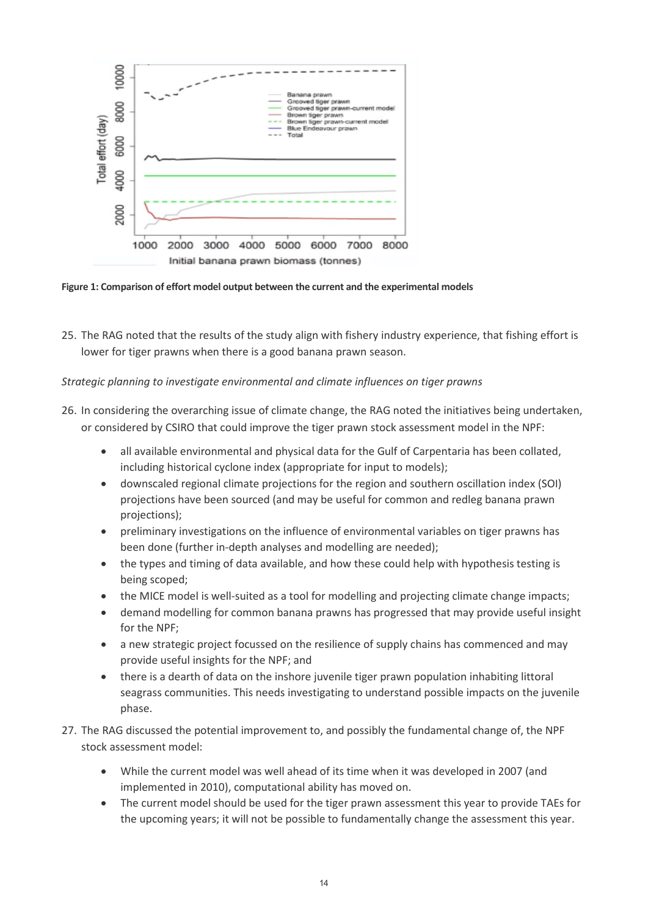**Figure 1: Comparison of effort model output between the current and the experimental models**

25. The RAG noted that the results of the study align with fishery industry experience, that fishing effort is lower for tiger prawns when there is a good banana prawn season.

*Strategic planning to investigate environmental and climate influences on tiger prawns*

26. In considering the overarching issue of climate change, the RAG noted the initiatives being undertaken, or considered by CSIRO that could improve the tiger prawn stock assessment model in the NPF:

    - all available environmental and physical data for the Gulf of Carpentaria has been collated, including historical cyclone index (appropriate for input to models);
    - downscaled regional climate projections for the region and southern oscillation index (SOI) projections have been sourced (and may be useful for common and redleg banana prawn projections);
    - preliminary investigations on the influence of environmental variables on tiger prawns has been done (further in-depth analyses and modelling are needed);
    - the types and timing of data available, and how these could help with hypothesis testing is being scoped;
    - the MICE model is well-suited as a tool for modelling and projecting climate change impacts;
    - demand modelling for common banana prawns has progressed that may provide useful insight for the NPF;
    - a new strategic project focussed on the resilience of supply chains has commenced and may provide useful insights for the NPF; and
    - there is a dearth of data on the inshore juvenile tiger prawn population inhabiting littoral seagrass communities. This needs investigating to understand possible impacts on the juvenile phase.

27. The RAG discussed the potential improvement to, and possibly the fundamental change of, the NPF stock assessment model:

    - While the current model was well ahead of its time when it was developed in 2007 (and implemented in 2010), computational ability has moved on.
    - The current model should be used for the tiger prawn assessment this year to provide TAEs for the upcoming years; it will not be possible to fundamentally change the assessment this year.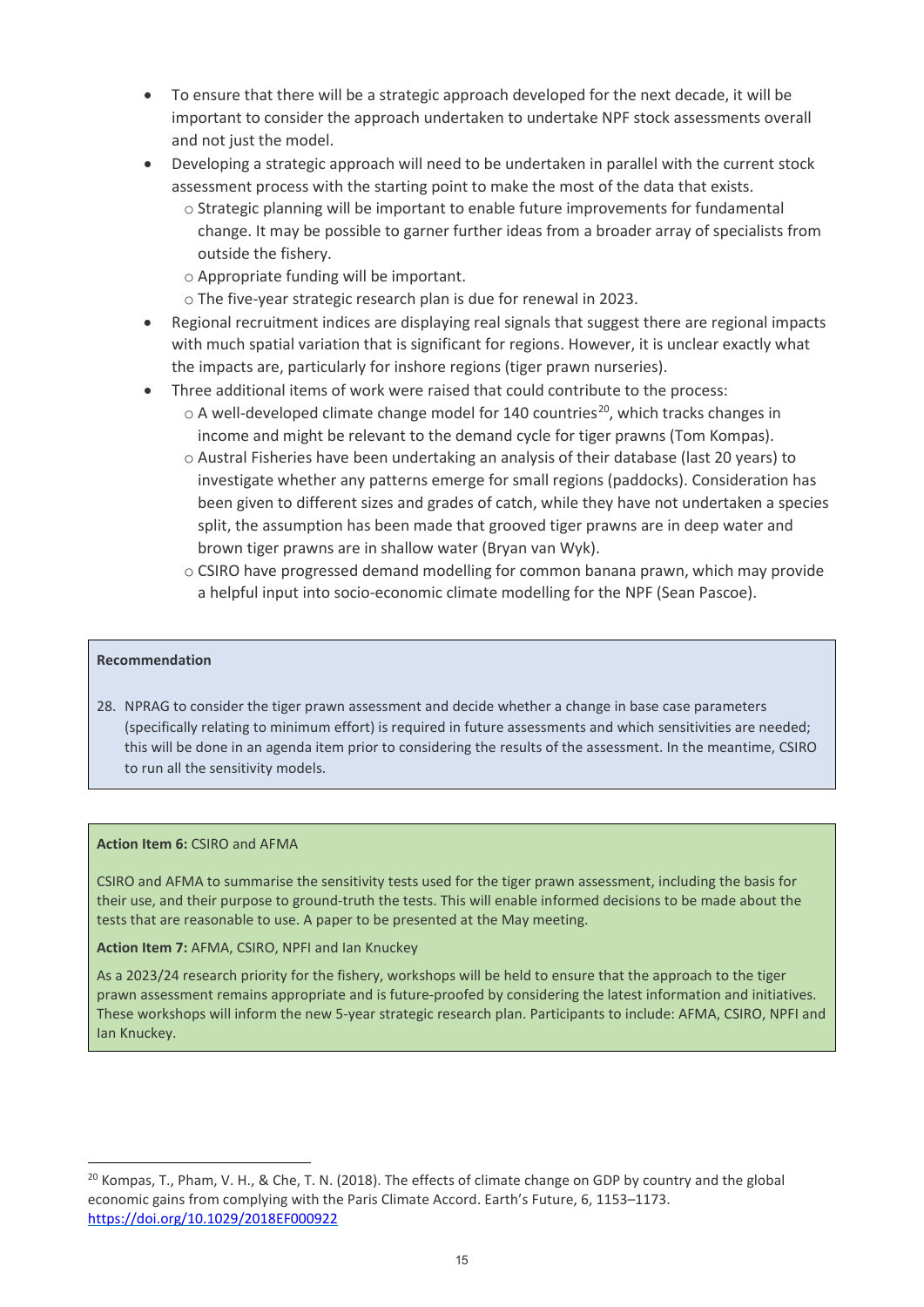- To ensure that there will be a strategic approach developed for the next decade, it will be important to consider the approach undertaken to undertake NPF stock assessments overall and not just the model.
- Developing a strategic approach will need to be undertaken in parallel with the current stock assessment process with the starting point to make the most of the data that exists.
    - Strategic planning will be important to enable future improvements for fundamental change. It may be possible to garner further ideas from a broader array of specialists from outside the fishery.
    - Appropriate funding will be important.
    - The five-year strategic research plan is due for renewal in 2023.
- Regional recruitment indices are displaying real signals that suggest there are regional impacts with much spatial variation that is significant for regions. However, it is unclear exactly what the impacts are, particularly for inshore regions (tiger prawn nurseries).
- Three additional items of work were raised that could contribute to the process:
    - A well-developed climate change model for 140 countries[20], which tracks changes in income and might be relevant to the demand cycle for tiger prawns (Tom Kompas).
    - Austral Fisheries have been undertaking an analysis of their database (last 20 years) to investigate whether any patterns emerge for small regions (paddocks). Consideration has been given to different sizes and grades of catch, while they have not undertaken a species split, the assumption has been made that grooved tiger prawns are in deep water and brown tiger prawns are in shallow water (Bryan van Wyk).
    - CSIRO have progressed demand modelling for common banana prawn, which may provide a helpful input into socio-economic climate modelling for the NPF (Sean Pascoe).

**Recommendation**

28. NPRAG to consider the tiger prawn assessment and decide whether a change in base case parameters (specifically relating to minimum effort) is required in future assessments and which sensitivities are needed; this will be done in an agenda item prior to considering the results of the assessment. In the meantime, CSIRO to run all the sensitivity models.

**Action Item 6:** CSIRO and AFMA

CSIRO and AFMA to summarise the sensitivity tests used for the tiger prawn assessment, including the basis for their use, and their purpose to ground-truth the tests. This will enable informed decisions to be made about the tests that are reasonable to use. A paper to be presented at the May meeting.

**Action Item 7:** AFMA, CSIRO, NPFI and Ian Knuckey

As a 2023/24 research priority for the fishery, workshops will be held to ensure that the approach to the tiger prawn assessment remains appropriate and is future-proofed by considering the latest information and initiatives. These workshops will inform the new 5-year strategic research plan. Participants to include: AFMA, CSIRO, NPFI and Ian Knuckey.

---

[20] Kompas, T., Pham, V. H., & Che, T. N. (2018). The effects of climate change on GDP by country and the global economic gains from complying with the Paris Climate Accord. Earth's Future, 6, 1153–1173. https://doi.org/10.1029/2018EF000922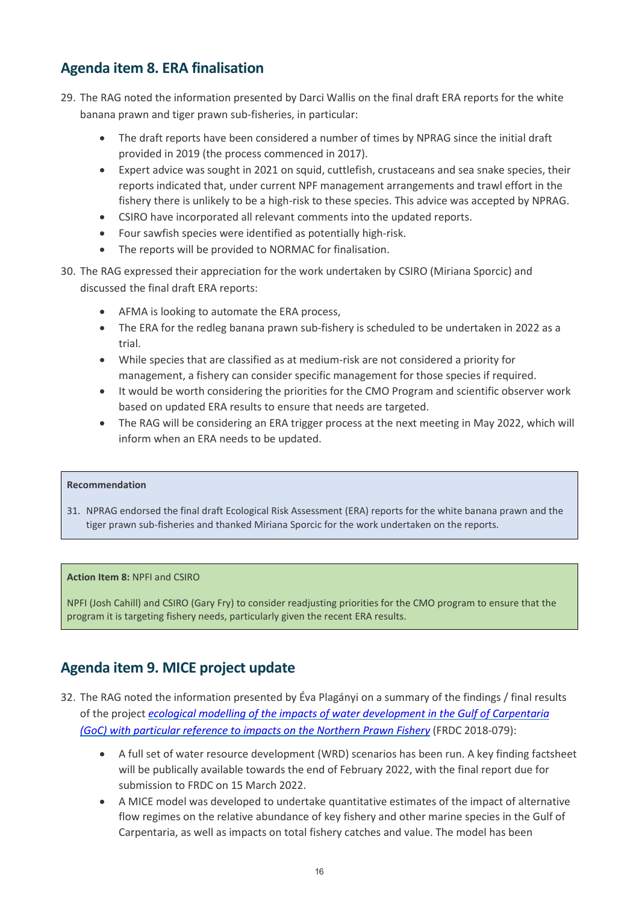## Agenda item 8. ERA finalisation

29. The RAG noted the information presented by Darci Wallis on the final draft ERA reports for the white banana prawn and tiger prawn sub-fisheries, in particular:

    - The draft reports have been considered a number of times by NPRAG since the initial draft provided in 2019 (the process commenced in 2017).
    - Expert advice was sought in 2021 on squid, cuttlefish, crustaceans and sea snake species, their reports indicated that, under current NPF management arrangements and trawl effort in the fishery there is unlikely to be a high-risk to these species. This advice was accepted by NPRAG.
    - CSIRO have incorporated all relevant comments into the updated reports.
    - Four sawfish species were identified as potentially high-risk.
    - The reports will be provided to NORMAC for finalisation.

30. The RAG expressed their appreciation for the work undertaken by CSIRO (Miriana Sporcic) and discussed the final draft ERA reports:

    - AFMA is looking to automate the ERA process,
    - The ERA for the redleg banana prawn sub-fishery is scheduled to be undertaken in 2022 as a trial.
    - While species that are classified as at medium-risk are not considered a priority for management, a fishery can consider specific management for those species if required.
    - It would be worth considering the priorities for the CMO Program and scientific observer work based on updated ERA results to ensure that needs are targeted.
    - The RAG will be considering an ERA trigger process at the next meeting in May 2022, which will inform when an ERA needs to be updated.

**Recommendation**

31. NPRAG endorsed the final draft Ecological Risk Assessment (ERA) reports for the white banana prawn and the tiger prawn sub-fisheries and thanked Miriana Sporcic for the work undertaken on the reports.

**Action Item 8:** NPFI and CSIRO

NPFI (Josh Cahill) and CSIRO (Gary Fry) to consider readjusting priorities for the CMO program to ensure that the program it is targeting fishery needs, particularly given the recent ERA results.

## Agenda item 9. MICE project update

32. The RAG noted the information presented by Éva Plagányi on a summary of the findings / final results of the project *ecological modelling of the impacts of water development in the Gulf of Carpentaria (GoC) with particular reference to impacts on the Northern Prawn Fishery* (FRDC 2018-079):

    - A full set of water resource development (WRD) scenarios has been run. A key finding factsheet will be publically available towards the end of February 2022, with the final report due for submission to FRDC on 15 March 2022.
    - A MICE model was developed to undertake quantitative estimates of the impact of alternative flow regimes on the relative abundance of key fishery and other marine species in the Gulf of Carpentaria, as well as impacts on total fishery catches and value. The model has been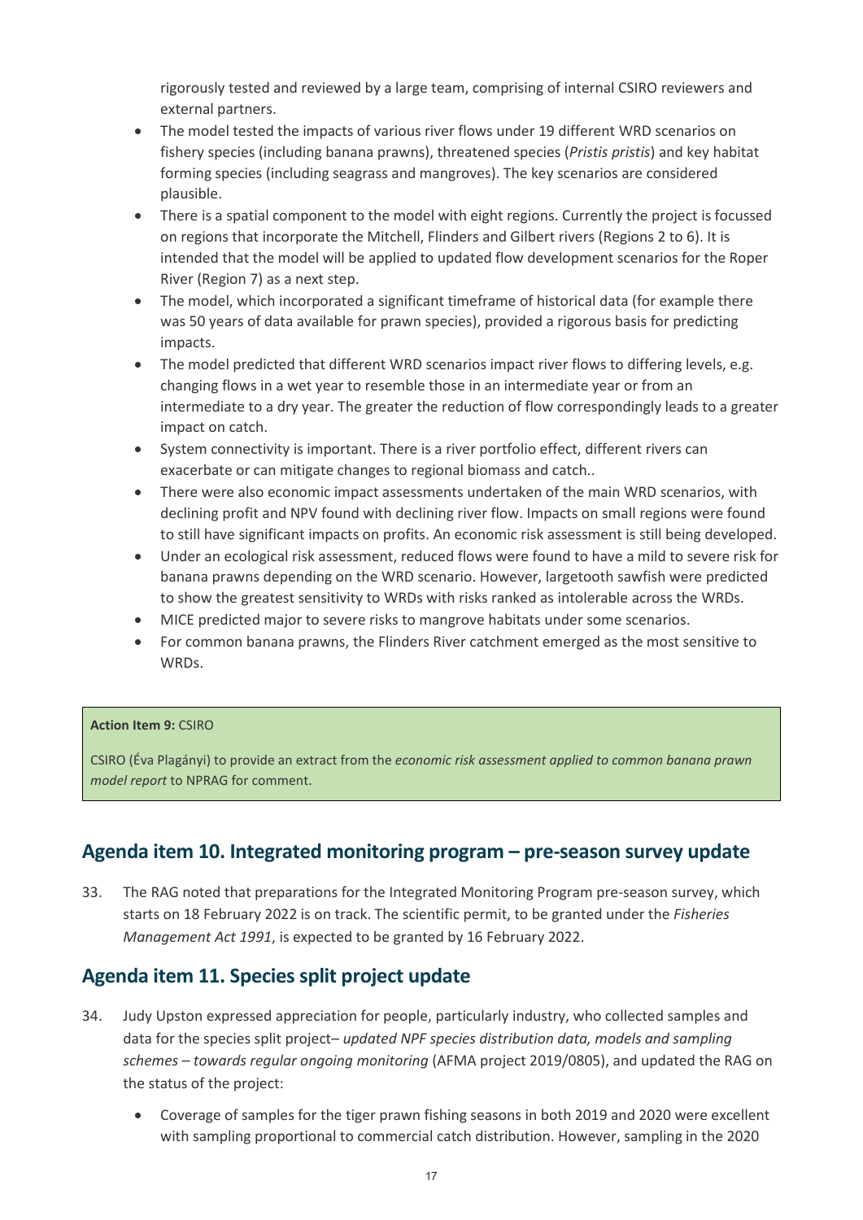rigorously tested and reviewed by a large team, comprising of internal CSIRO reviewers and external partners.

- The model tested the impacts of various river flows under 19 different WRD scenarios on fishery species (including banana prawns), threatened species (*Pristis pristis*) and key habitat forming species (including seagrass and mangroves). The key scenarios are considered plausible.
- There is a spatial component to the model with eight regions. Currently the project is focussed on regions that incorporate the Mitchell, Flinders and Gilbert rivers (Regions 2 to 6). It is intended that the model will be applied to updated flow development scenarios for the Roper River (Region 7) as a next step.
- The model, which incorporated a significant timeframe of historical data (for example there was 50 years of data available for prawn species), provided a rigorous basis for predicting impacts.
- The model predicted that different WRD scenarios impact river flows to differing levels, e.g. changing flows in a wet year to resemble those in an intermediate year or from an intermediate to a dry year. The greater the reduction of flow correspondingly leads to a greater impact on catch.
- System connectivity is important. There is a river portfolio effect, different rivers can exacerbate or can mitigate changes to regional biomass and catch..
- There were also economic impact assessments undertaken of the main WRD scenarios, with declining profit and NPV found with declining river flow. Impacts on small regions were found to still have significant impacts on profits. An economic risk assessment is still being developed.
- Under an ecological risk assessment, reduced flows were found to have a mild to severe risk for banana prawns depending on the WRD scenario. However, largetooth sawfish were predicted to show the greatest sensitivity to WRDs with risks ranked as intolerable across the WRDs.
- MICE predicted major to severe risks to mangrove habitats under some scenarios.
- For common banana prawns, the Flinders River catchment emerged as the most sensitive to WRDs.

> **Action Item 9:** CSIRO
>
> CSIRO (Éva Plagányi) to provide an extract from the *economic risk assessment applied to common banana prawn model report* to NPRAG for comment.

## Agenda item 10. Integrated monitoring program – pre-season survey update

33. The RAG noted that preparations for the Integrated Monitoring Program pre-season survey, which starts on 18 February 2022 is on track. The scientific permit, to be granted under the *Fisheries Management Act 1991*, is expected to be granted by 16 February 2022.

## Agenda item 11. Species split project update

34. Judy Upston expressed appreciation for people, particularly industry, who collected samples and data for the species split project– *updated NPF species distribution data, models and sampling schemes – towards regular ongoing monitoring* (AFMA project 2019/0805), and updated the RAG on the status of the project:

    - Coverage of samples for the tiger prawn fishing seasons in both 2019 and 2020 were excellent with sampling proportional to commercial catch distribution. However, sampling in the 2020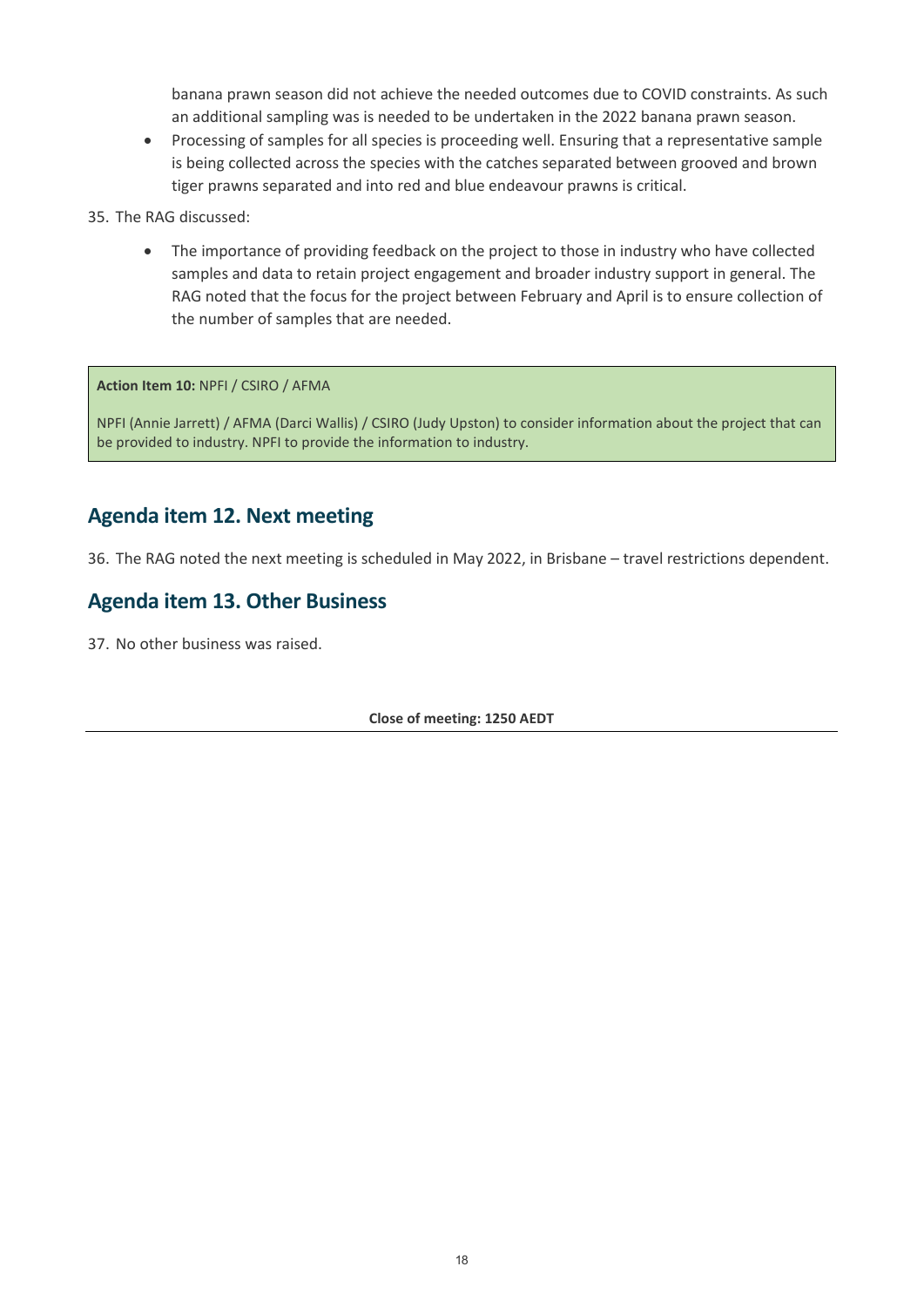banana prawn season did not achieve the needed outcomes due to COVID constraints. As such an additional sampling was is needed to be undertaken in the 2022 banana prawn season.

- Processing of samples for all species is proceeding well. Ensuring that a representative sample is being collected across the species with the catches separated between grooved and brown tiger prawns separated and into red and blue endeavour prawns is critical.

35. The RAG discussed:

   - The importance of providing feedback on the project to those in industry who have collected samples and data to retain project engagement and broader industry support in general. The RAG noted that the focus for the project between February and April is to ensure collection of the number of samples that are needed.

**Action Item 10:** NPFI / CSIRO / AFMA

NPFI (Annie Jarrett) / AFMA (Darci Wallis) / CSIRO (Judy Upston) to consider information about the project that can be provided to industry. NPFI to provide the information to industry.

## Agenda item 12. Next meeting

36. The RAG noted the next meeting is scheduled in May 2022, in Brisbane – travel restrictions dependent.

## Agenda item 13. Other Business

37. No other business was raised.

**Close of meeting: 1250 AEDT**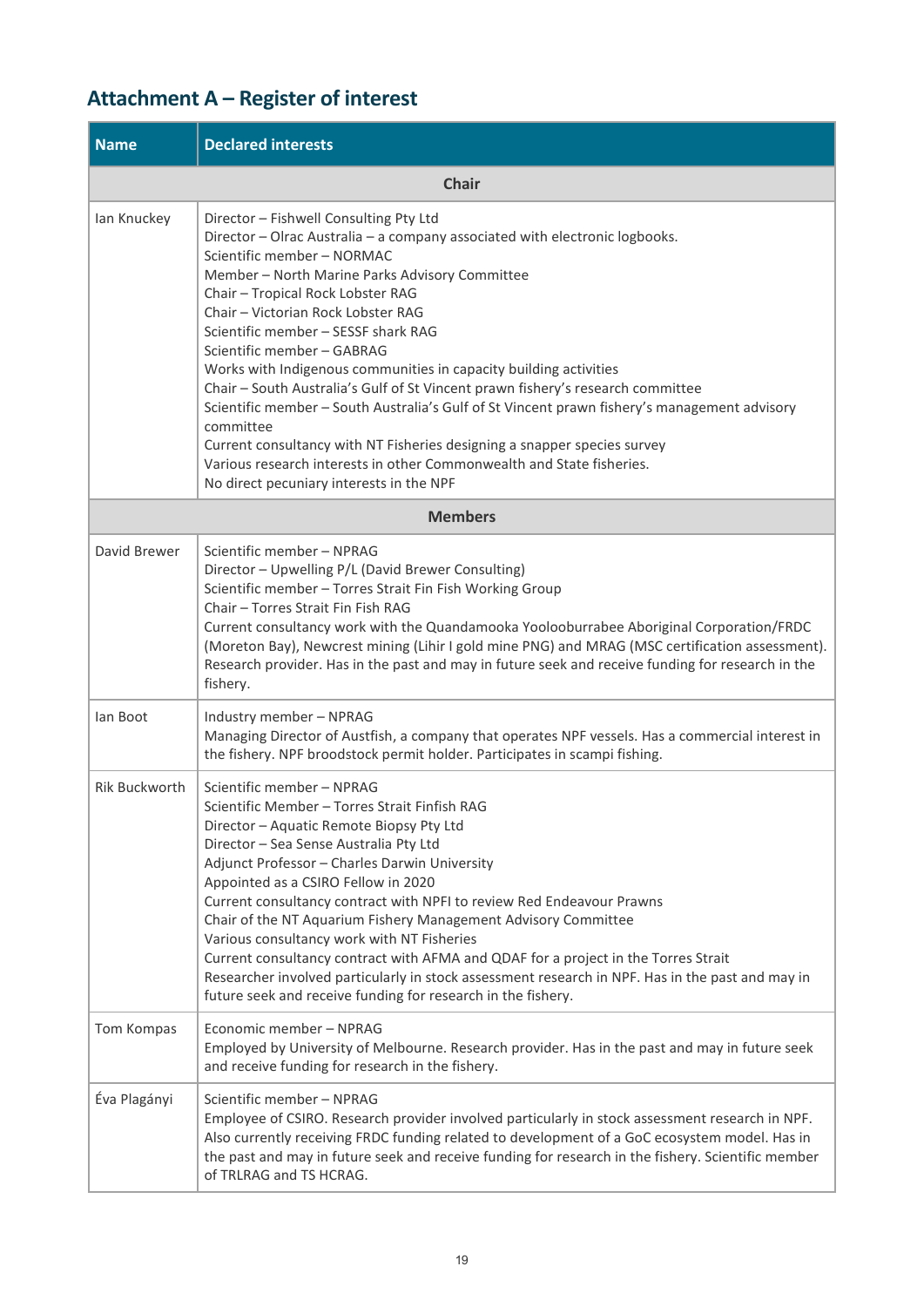## Attachment A – Register of interest

| Name | Declared interests |
|---|---|
| **Chair** | |
| Ian Knuckey | Director – Fishwell Consulting Pty Ltd<br>Director – Olrac Australia – a company associated with electronic logbooks.<br>Scientific member – NORMAC<br>Member – North Marine Parks Advisory Committee<br>Chair – Tropical Rock Lobster RAG<br>Chair – Victorian Rock Lobster RAG<br>Scientific member – SESSF shark RAG<br>Scientific member – GABRAG<br>Works with Indigenous communities in capacity building activities<br>Chair – South Australia's Gulf of St Vincent prawn fishery's research committee<br>Scientific member – South Australia's Gulf of St Vincent prawn fishery's management advisory committee<br>Current consultancy with NT Fisheries designing a snapper species survey<br>Various research interests in other Commonwealth and State fisheries.<br>No direct pecuniary interests in the NPF |
| **Members** | |
| David Brewer | Scientific member – NPRAG<br>Director – Upwelling P/L (David Brewer Consulting)<br>Scientific member – Torres Strait Fin Fish Working Group<br>Chair – Torres Strait Fin Fish RAG<br>Current consultancy work with the Quandamooka Yoolooburrabee Aboriginal Corporation/FRDC (Moreton Bay), Newcrest mining (Lihir I gold mine PNG) and MRAG (MSC certification assessment).<br>Research provider. Has in the past and may in future seek and receive funding for research in the fishery. |
| Ian Boot | Industry member – NPRAG<br>Managing Director of Austfish, a company that operates NPF vessels. Has a commercial interest in the fishery. NPF broodstock permit holder. Participates in scampi fishing. |
| Rik Buckworth | Scientific member – NPRAG<br>Scientific Member – Torres Strait Finfish RAG<br>Director – Aquatic Remote Biopsy Pty Ltd<br>Director – Sea Sense Australia Pty Ltd<br>Adjunct Professor – Charles Darwin University<br>Appointed as a CSIRO Fellow in 2020<br>Current consultancy contract with NPFI to review Red Endeavour Prawns<br>Chair of the NT Aquarium Fishery Management Advisory Committee<br>Various consultancy work with NT Fisheries<br>Current consultancy contract with AFMA and QDAF for a project in the Torres Strait<br>Researcher involved particularly in stock assessment research in NPF. Has in the past and may in future seek and receive funding for research in the fishery. |
| Tom Kompas | Economic member – NPRAG<br>Employed by University of Melbourne. Research provider. Has in the past and may in future seek and receive funding for research in the fishery. |
| Éva Plagányi | Scientific member – NPRAG<br>Employee of CSIRO. Research provider involved particularly in stock assessment research in NPF. Also currently receiving FRDC funding related to development of a GoC ecosystem model. Has in the past and may in future seek and receive funding for research in the fishery. Scientific member of TRLRAG and TS HCRAG. |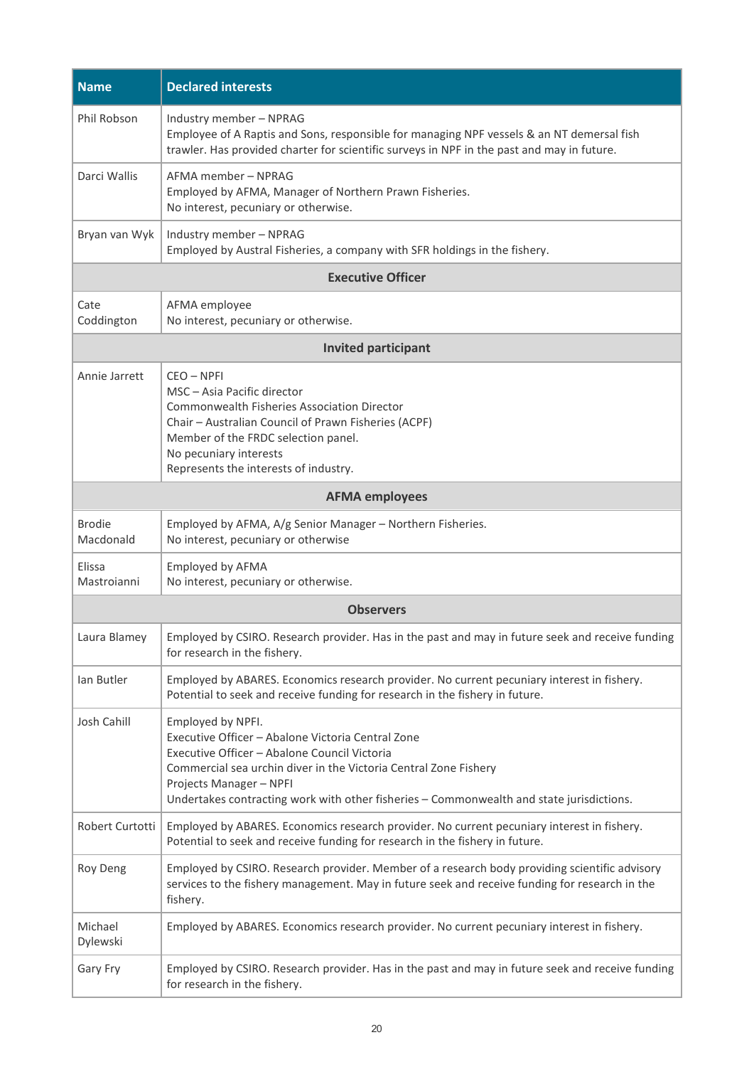| Name | Declared interests |
|---|---|
| Phil Robson | Industry member – NPRAG<br>Employee of A Raptis and Sons, responsible for managing NPF vessels & an NT demersal fish trawler. Has provided charter for scientific surveys in NPF in the past and may in future. |
| Darci Wallis | AFMA member – NPRAG<br>Employed by AFMA, Manager of Northern Prawn Fisheries.<br>No interest, pecuniary or otherwise. |
| Bryan van Wyk | Industry member – NPRAG<br>Employed by Austral Fisheries, a company with SFR holdings in the fishery. |
| **Executive Officer** | |
| Cate Coddington | AFMA employee<br>No interest, pecuniary or otherwise. |
| **Invited participant** | |
| Annie Jarrett | CEO – NPFI<br>MSC – Asia Pacific director<br>Commonwealth Fisheries Association Director<br>Chair – Australian Council of Prawn Fisheries (ACPF)<br>Member of the FRDC selection panel.<br>No pecuniary interests<br>Represents the interests of industry. |
| **AFMA employees** | |
| Brodie Macdonald | Employed by AFMA, A/g Senior Manager – Northern Fisheries.<br>No interest, pecuniary or otherwise |
| Elissa Mastroianni | Employed by AFMA<br>No interest, pecuniary or otherwise. |
| **Observers** | |
| Laura Blamey | Employed by CSIRO. Research provider. Has in the past and may in future seek and receive funding for research in the fishery. |
| Ian Butler | Employed by ABARES. Economics research provider. No current pecuniary interest in fishery. Potential to seek and receive funding for research in the fishery in future. |
| Josh Cahill | Employed by NPFI.<br>Executive Officer – Abalone Victoria Central Zone<br>Executive Officer – Abalone Council Victoria<br>Commercial sea urchin diver in the Victoria Central Zone Fishery<br>Projects Manager – NPFI<br>Undertakes contracting work with other fisheries – Commonwealth and state jurisdictions. |
| Robert Curtotti | Employed by ABARES. Economics research provider. No current pecuniary interest in fishery. Potential to seek and receive funding for research in the fishery in future. |
| Roy Deng | Employed by CSIRO. Research provider. Member of a research body providing scientific advisory services to the fishery management. May in future seek and receive funding for research in the fishery. |
| Michael Dylewski | Employed by ABARES. Economics research provider. No current pecuniary interest in fishery. |
| Gary Fry | Employed by CSIRO. Research provider. Has in the past and may in future seek and receive funding for research in the fishery. |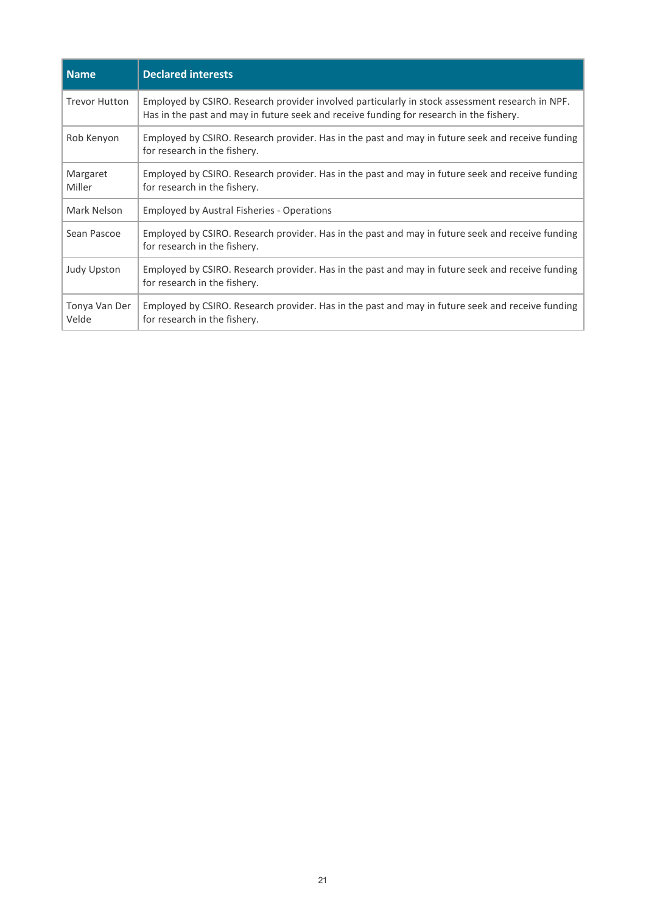| Name | Declared interests |
|---|---|
| Trevor Hutton | Employed by CSIRO. Research provider involved particularly in stock assessment research in NPF. Has in the past and may in future seek and receive funding for research in the fishery. |
| Rob Kenyon | Employed by CSIRO. Research provider. Has in the past and may in future seek and receive funding for research in the fishery. |
| Margaret Miller | Employed by CSIRO. Research provider. Has in the past and may in future seek and receive funding for research in the fishery. |
| Mark Nelson | Employed by Austral Fisheries - Operations |
| Sean Pascoe | Employed by CSIRO. Research provider. Has in the past and may in future seek and receive funding for research in the fishery. |
| Judy Upston | Employed by CSIRO. Research provider. Has in the past and may in future seek and receive funding for research in the fishery. |
| Tonya Van Der Velde | Employed by CSIRO. Research provider. Has in the past and may in future seek and receive funding for research in the fishery. |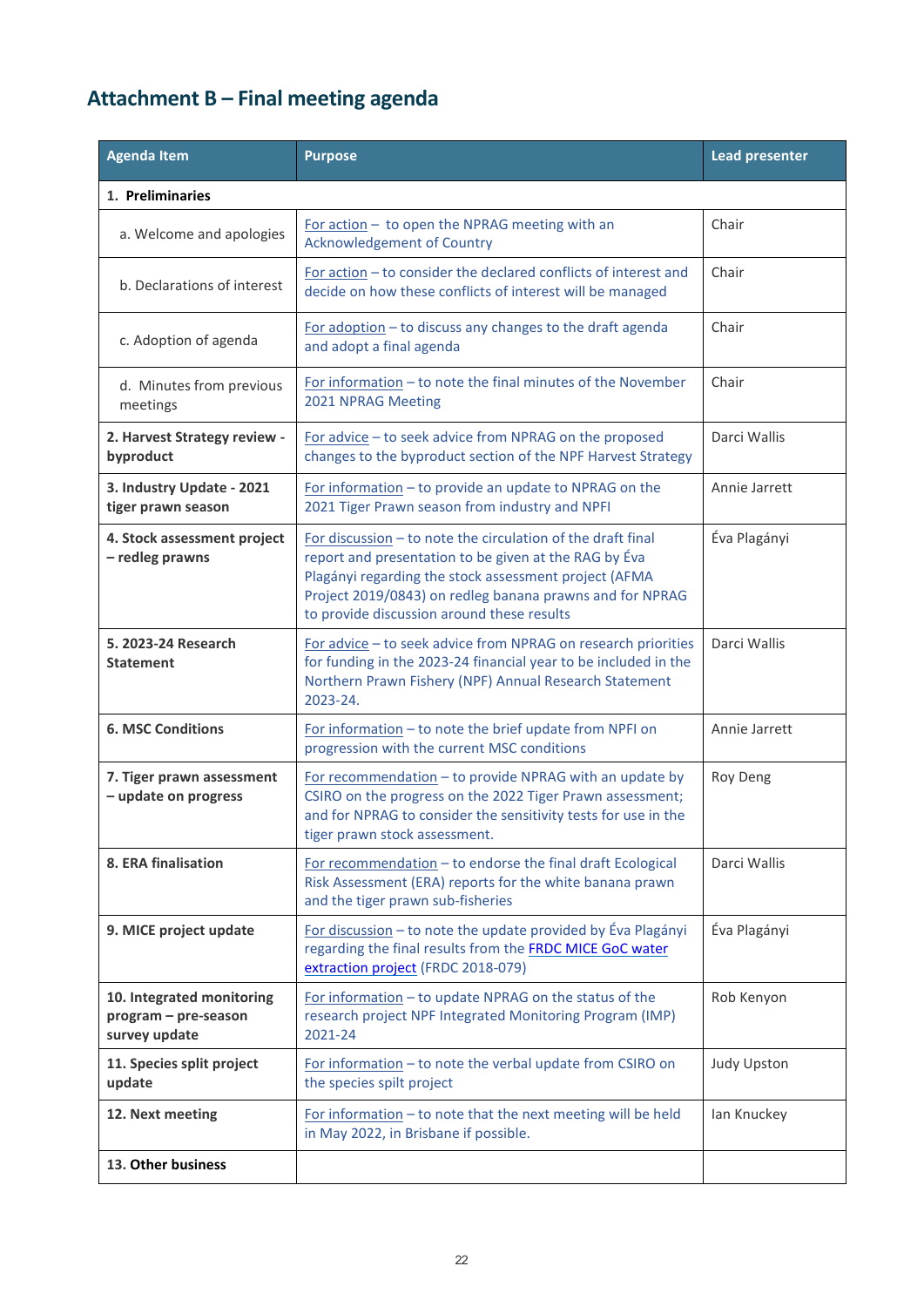## Attachment B – Final meeting agenda

| Agenda Item | Purpose | Lead presenter |
|---|---|---|
| **1. Preliminaries** | | |
| a. Welcome and apologies | For action – to open the NPRAG meeting with an Acknowledgement of Country | Chair |
| b. Declarations of interest | For action – to consider the declared conflicts of interest and decide on how these conflicts of interest will be managed | Chair |
| c. Adoption of agenda | For adoption – to discuss any changes to the draft agenda and adopt a final agenda | Chair |
| d. Minutes from previous meetings | For information – to note the final minutes of the November 2021 NPRAG Meeting | Chair |
| **2. Harvest Strategy review - byproduct** | For advice – to seek advice from NPRAG on the proposed changes to the byproduct section of the NPF Harvest Strategy | Darci Wallis |
| **3. Industry Update - 2021 tiger prawn season** | For information – to provide an update to NPRAG on the 2021 Tiger Prawn season from industry and NPFI | Annie Jarrett |
| **4. Stock assessment project – redleg prawns** | For discussion – to note the circulation of the draft final report and presentation to be given at the RAG by Éva Plagányi regarding the stock assessment project (AFMA Project 2019/0843) on redleg banana prawns and for NPRAG to provide discussion around these results | Éva Plagányi |
| **5. 2023-24 Research Statement** | For advice – to seek advice from NPRAG on research priorities for funding in the 2023-24 financial year to be included in the Northern Prawn Fishery (NPF) Annual Research Statement 2023-24. | Darci Wallis |
| **6. MSC Conditions** | For information – to note the brief update from NPFI on progression with the current MSC conditions | Annie Jarrett |
| **7. Tiger prawn assessment – update on progress** | For recommendation – to provide NPRAG with an update by CSIRO on the progress on the 2022 Tiger Prawn assessment; and for NPRAG to consider the sensitivity tests for use in the tiger prawn stock assessment. | Roy Deng |
| **8. ERA finalisation** | For recommendation – to endorse the final draft Ecological Risk Assessment (ERA) reports for the white banana prawn and the tiger prawn sub-fisheries | Darci Wallis |
| **9. MICE project update** | For discussion – to note the update provided by Éva Plagányi regarding the final results from the FRDC MICE GoC water extraction project (FRDC 2018-079) | Éva Plagányi |
| **10. Integrated monitoring program – pre-season survey update** | For information – to update NPRAG on the status of the research project NPF Integrated Monitoring Program (IMP) 2021-24 | Rob Kenyon |
| **11. Species split project update** | For information – to note the verbal update from CSIRO on the species spilt project | Judy Upston |
| **12. Next meeting** | For information – to note that the next meeting will be held in May 2022, in Brisbane if possible. | Ian Knuckey |
| **13. Other business** | | |